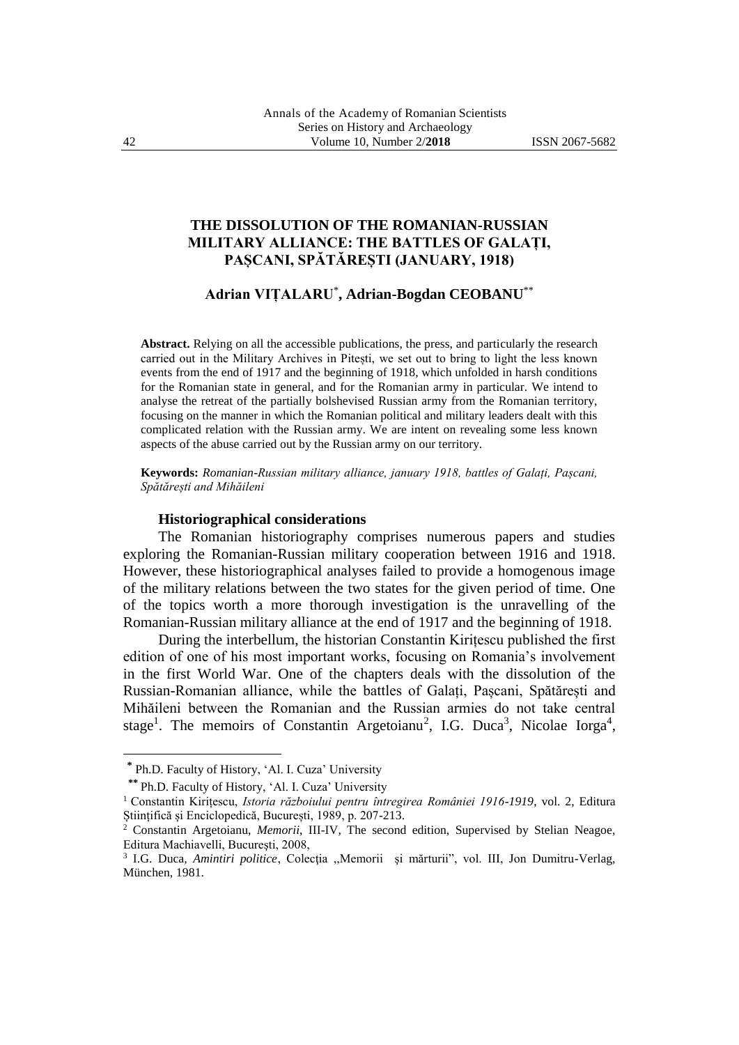# THE DISSOLUTION OF THE ROMANIAN-RUSSIAN MILITARY ALLIANCE: THE BATTLES OF GALAȚI, PAȘCANI, SPĂTĂREȘTI (JANUARY, 1918)

**Adrian VIȚALARU**[*]**, Adrian-Bogdan CEOBANU**[**]

**Abstract.** Relying on all the accessible publications, the press, and particularly the research carried out in the Military Archives in Pitești, we set out to bring to light the less known events from the end of 1917 and the beginning of 1918, which unfolded in harsh conditions for the Romanian state in general, and for the Romanian army in particular. We intend to analyse the retreat of the partially bolshevised Russian army from the Romanian territory, focusing on the manner in which the Romanian political and military leaders dealt with this complicated relation with the Russian army. We are intent on revealing some less known aspects of the abuse carried out by the Russian army on our territory.

**Keywords:** *Romanian-Russian military alliance, january 1918, battles of Galați, Pașcani, Spătărești and Mihăileni*

## Historiographical considerations

The Romanian historiography comprises numerous papers and studies exploring the Romanian-Russian military cooperation between 1916 and 1918. However, these historiographical analyses failed to provide a homogenous image of the military relations between the two states for the given period of time. One of the topics worth a more thorough investigation is the unravelling of the Romanian-Russian military alliance at the end of 1917 and the beginning of 1918.

During the interbellum, the historian Constantin Kirițescu published the first edition of one of his most important works, focusing on Romania's involvement in the first World War. One of the chapters deals with the dissolution of the Russian-Romanian alliance, while the battles of Galați, Pașcani, Spătărești and Mihăileni between the Romanian and the Russian armies do not take central stage[1]. The memoirs of Constantin Argetoianu[2], I.G. Duca[3], Nicolae Iorga[4],

---

[*] Ph.D. Faculty of History, 'Al. I. Cuza' University

[**] Ph.D. Faculty of History, 'Al. I. Cuza' University

[1] Constantin Kirițescu, *Istoria războiului pentru întregirea României 1916-1919*, vol. 2, Editura Științifică și Enciclopedică, București, 1989, p. 207-213.

[2] Constantin Argetoianu, *Memorii*, III-IV, The second edition, Supervised by Stelian Neagoe, Editura Machiavelli, București, 2008,

[3] I.G. Duca, *Amintiri politice*, Colecția ,,Memorii și mărturii", vol. III, Jon Dumitru-Verlag, München, 1981.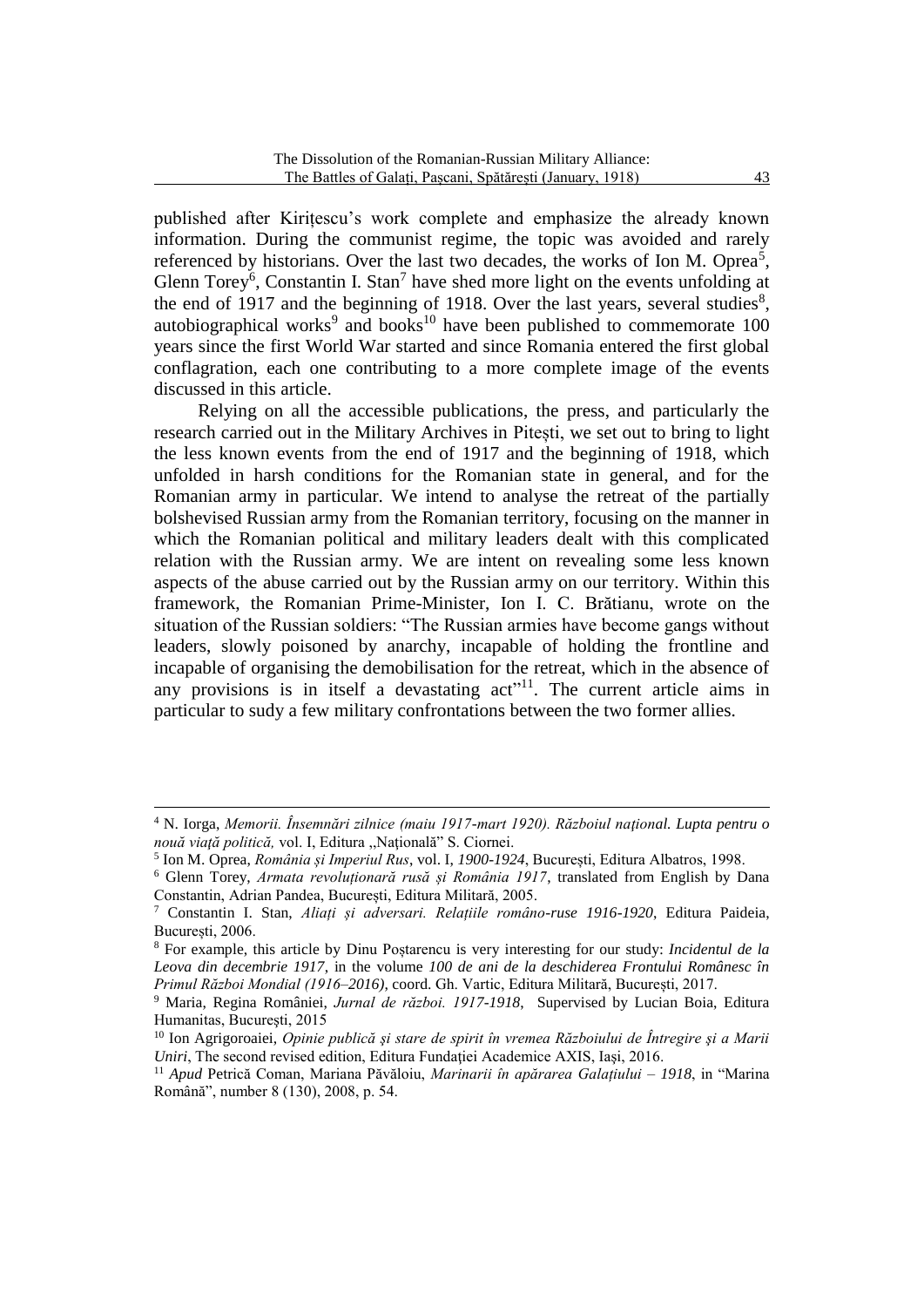published after Kirițescu's work complete and emphasize the already known information. During the communist regime, the topic was avoided and rarely referenced by historians. Over the last two decades, the works of Ion M. Oprea[5], Glenn Torey[6], Constantin I. Stan[7] have shed more light on the events unfolding at the end of 1917 and the beginning of 1918. Over the last years, several studies[8], autobiographical works[9] and books[10] have been published to commemorate 100 years since the first World War started and since Romania entered the first global conflagration, each one contributing to a more complete image of the events discussed in this article.

Relying on all the accessible publications, the press, and particularly the research carried out in the Military Archives in Pitești, we set out to bring to light the less known events from the end of 1917 and the beginning of 1918, which unfolded in harsh conditions for the Romanian state in general, and for the Romanian army in particular. We intend to analyse the retreat of the partially bolshevised Russian army from the Romanian territory, focusing on the manner in which the Romanian political and military leaders dealt with this complicated relation with the Russian army. We are intent on revealing some less known aspects of the abuse carried out by the Russian army on our territory. Within this framework, the Romanian Prime-Minister, Ion I. C. Brătianu, wrote on the situation of the Russian soldiers: "The Russian armies have become gangs without leaders, slowly poisoned by anarchy, incapable of holding the frontline and incapable of organising the demobilisation for the retreat, which in the absence of any provisions is in itself a devastating act"[11]. The current article aims in particular to sudy a few military confrontations between the two former allies.

---

[4] N. Iorga, *Memorii. Însemnări zilnice (maiu 1917-mart 1920). Războiul național. Lupta pentru o nouă viață politică,* vol. I, Editura ,,Națională" S. Ciornei.

[5] Ion M. Oprea, *România și Imperiul Rus*, vol. I, *1900-1924*, București, Editura Albatros, 1998.

[6] Glenn Torey, *Armata revoluționară rusă și România 1917*, translated from English by Dana Constantin, Adrian Pandea, București, Editura Militară, 2005.

[7] Constantin I. Stan, *Aliați și adversari. Relațiile româno-ruse 1916-1920*, Editura Paideia, București, 2006.

[8] For example, this article by Dinu Poștarencu is very interesting for our study: *Incidentul de la Leova din decembrie 1917*, in the volume *100 de ani de la deschiderea Frontului Românesc în Primul Război Mondial (1916–2016)*, coord. Gh. Vartic, Editura Militară, București, 2017.

[9] Maria, Regina României, *Jurnal de război. 1917-1918*, Supervised by Lucian Boia, Editura Humanitas, București, 2015

[10] Ion Agrigoroaiei, *Opinie publică și stare de spirit în vremea Războiului de Întregire și a Marii Uniri*, The second revised edition, Editura Fundației Academice AXIS, Iași, 2016.

[11] *Apud* Petrică Coman, Mariana Păvăloiu, *Marinarii în apărarea Galațiului – 1918*, in "Marina Română", number 8 (130), 2008, p. 54.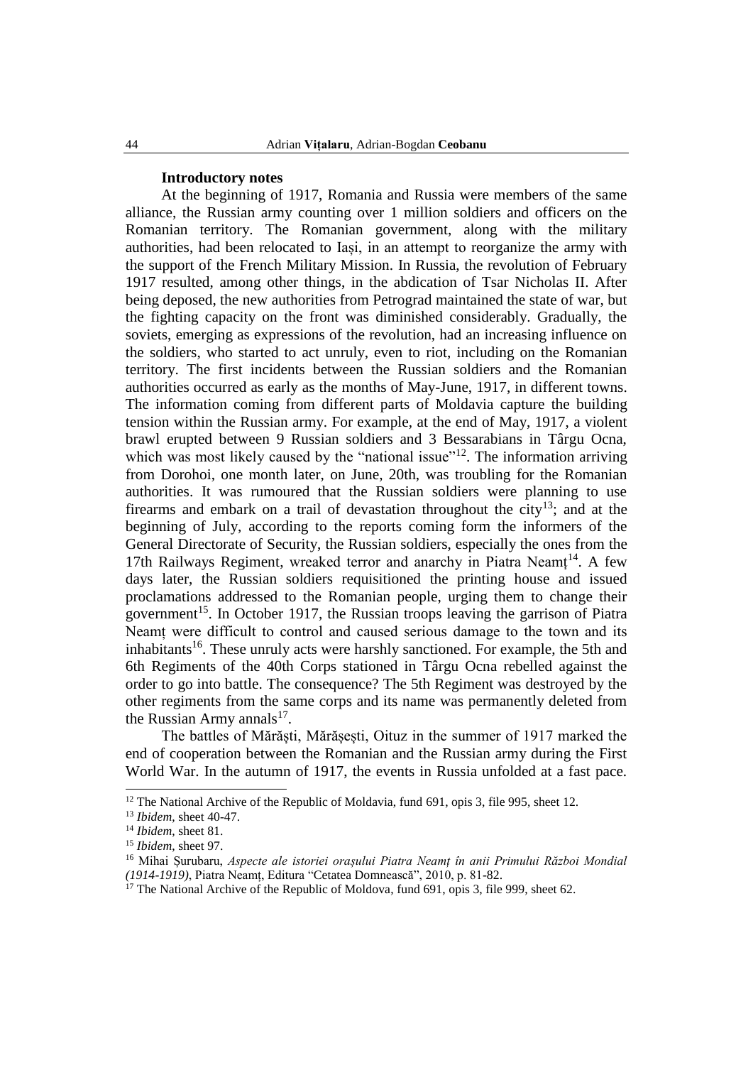**Introductory notes**

At the beginning of 1917, Romania and Russia were members of the same alliance, the Russian army counting over 1 million soldiers and officers on the Romanian territory. The Romanian government, along with the military authorities, had been relocated to Iași, in an attempt to reorganize the army with the support of the French Military Mission. In Russia, the revolution of February 1917 resulted, among other things, in the abdication of Tsar Nicholas II. After being deposed, the new authorities from Petrograd maintained the state of war, but the fighting capacity on the front was diminished considerably. Gradually, the soviets, emerging as expressions of the revolution, had an increasing influence on the soldiers, who started to act unruly, even to riot, including on the Romanian territory. The first incidents between the Russian soldiers and the Romanian authorities occurred as early as the months of May-June, 1917, in different towns. The information coming from different parts of Moldavia capture the building tension within the Russian army. For example, at the end of May, 1917, a violent brawl erupted between 9 Russian soldiers and 3 Bessarabians in Târgu Ocna, which was most likely caused by the "national issue"[12]. The information arriving from Dorohoi, one month later, on June, 20th, was troubling for the Romanian authorities. It was rumoured that the Russian soldiers were planning to use firearms and embark on a trail of devastation throughout the city[13]; and at the beginning of July, according to the reports coming form the informers of the General Directorate of Security, the Russian soldiers, especially the ones from the 17th Railways Regiment, wreaked terror and anarchy in Piatra Neamț[14]. A few days later, the Russian soldiers requisitioned the printing house and issued proclamations addressed to the Romanian people, urging them to change their government[15]. In October 1917, the Russian troops leaving the garrison of Piatra Neamț were difficult to control and caused serious damage to the town and its inhabitants[16]. These unruly acts were harshly sanctioned. For example, the 5th and 6th Regiments of the 40th Corps stationed in Târgu Ocna rebelled against the order to go into battle. The consequence? The 5th Regiment was destroyed by the other regiments from the same corps and its name was permanently deleted from the Russian Army annals[17].

The battles of Mărăști, Mărășești, Oituz in the summer of 1917 marked the end of cooperation between the Romanian and the Russian army during the First World War. In the autumn of 1917, the events in Russia unfolded at a fast pace.

---

[12] The National Archive of the Republic of Moldavia, fund 691, opis 3, file 995, sheet 12.

[13] *Ibidem*, sheet 40-47.

[14] *Ibidem*, sheet 81.

[15] *Ibidem*, sheet 97.

[16] Mihai Șurubaru, *Aspecte ale istoriei orașului Piatra Neamț în anii Primului Război Mondial (1914-1919)*, Piatra Neamț, Editura "Cetatea Domnească", 2010, p. 81-82.

[17] The National Archive of the Republic of Moldova, fund 691, opis 3, file 999, sheet 62.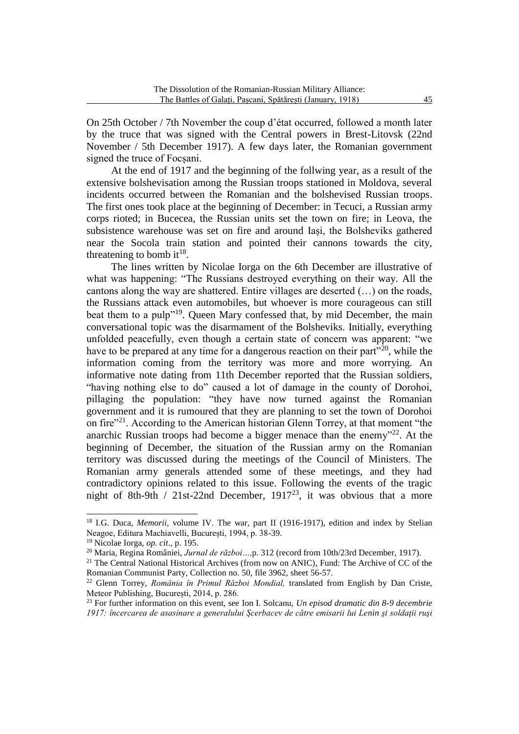On 25th October / 7th November the coup d'état occurred, followed a month later by the truce that was signed with the Central powers in Brest-Litovsk (22nd November / 5th December 1917). A few days later, the Romanian government signed the truce of Focșani.

At the end of 1917 and the beginning of the follwing year, as a result of the extensive bolshevisation among the Russian troops stationed in Moldova, several incidents occurred between the Romanian and the bolshevised Russian troops. The first ones took place at the beginning of December: in Tecuci, a Russian army corps rioted; in Bucecea, the Russian units set the town on fire; in Leova, the subsistence warehouse was set on fire and around Iași, the Bolsheviks gathered near the Socola train station and pointed their cannons towards the city, threatening to bomb it[18].

The lines written by Nicolae Iorga on the 6th December are illustrative of what was happening: "The Russians destroyed everything on their way. All the cantons along the way are shattered. Entire villages are deserted (…) on the roads, the Russians attack even automobiles, but whoever is more courageous can still beat them to a pulp"[19]. Queen Mary confessed that, by mid December, the main conversational topic was the disarmament of the Bolsheviks. Initially, everything unfolded peacefully, even though a certain state of concern was apparent: "we have to be prepared at any time for a dangerous reaction on their part"[20], while the information coming from the territory was more and more worrying. An informative note dating from 11th December reported that the Russian soldiers, "having nothing else to do" caused a lot of damage in the county of Dorohoi, pillaging the population: "they have now turned against the Romanian government and it is rumoured that they are planning to set the town of Dorohoi on fire"[21]. According to the American historian Glenn Torrey, at that moment "the anarchic Russian troops had become a bigger menace than the enemy"[22]. At the beginning of December, the situation of the Russian army on the Romanian territory was discussed during the meetings of the Council of Ministers. The Romanian army generals attended some of these meetings, and they had contradictory opinions related to this issue. Following the events of the tragic night of 8th-9th / 21st-22nd December, 1917[23], it was obvious that a more

---

[18] I.G. Duca, *Memorii*, volume IV. The war, part II (1916-1917), edition and index by Stelian Neagoe, Editura Machiavelli, București, 1994, p. 38-39.

[19] Nicolae Iorga, *op. cit*., p. 195.

[20] Maria, Regina României, *Jurnal de război…,*p. 312 (record from 10th/23rd December, 1917).

[21] The Central National Historical Archives (from now on ANIC), Fund: The Archive of CC of the Romanian Communist Party, Collection no. 50, file 3962, sheet 56-57.

[22] Glenn Torrey, *România în Primul Război Mondial,* translated from English by Dan Criste, Meteor Publishing, București, 2014, p. 286.

[23] For further information on this event, see Ion I. Solcanu, *Un episod dramatic din 8-9 decembrie 1917: încercarea de asasinare a generalului Şcerbacev de către emisarii lui Lenin şi soldații ruşi*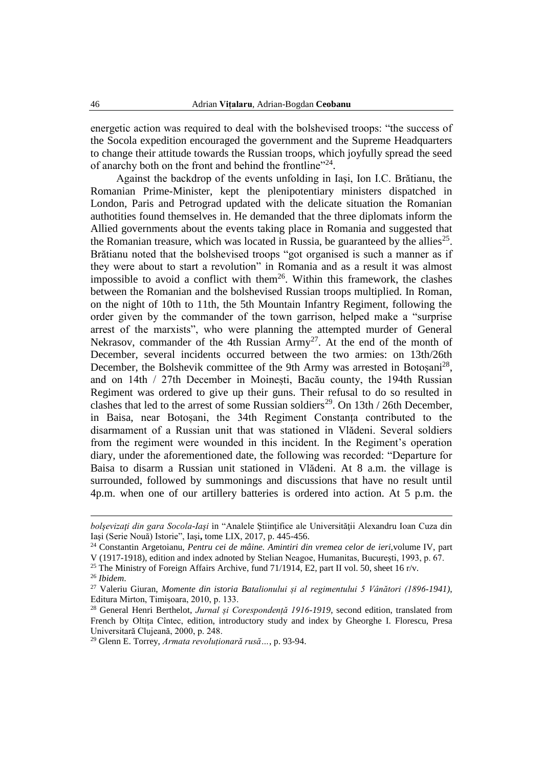energetic action was required to deal with the bolshevised troops: "the success of the Socola expedition encouraged the government and the Supreme Headquarters to change their attitude towards the Russian troops, which joyfully spread the seed of anarchy both on the front and behind the frontline"[24].

Against the backdrop of the events unfolding in Iași, Ion I.C. Brătianu, the Romanian Prime-Minister, kept the plenipotentiary ministers dispatched in London, Paris and Petrograd updated with the delicate situation the Romanian authotities found themselves in. He demanded that the three diplomats inform the Allied governments about the events taking place in Romania and suggested that the Romanian treasure, which was located in Russia, be guaranteed by the allies[25]. Brătianu noted that the bolshevised troops "got organised is such a manner as if they were about to start a revolution" in Romania and as a result it was almost impossible to avoid a conflict with them[26]. Within this framework, the clashes between the Romanian and the bolshevised Russian troops multiplied. In Roman, on the night of 10th to 11th, the 5th Mountain Infantry Regiment, following the order given by the commander of the town garrison, helped make a "surprise arrest of the marxists", who were planning the attempted murder of General Nekrasov, commander of the 4th Russian Army[27]. At the end of the month of December, several incidents occurred between the two armies: on 13th/26th December, the Bolshevik committee of the 9th Army was arrested in Botoșani[28], and on 14th / 27th December in Moinești, Bacău county, the 194th Russian Regiment was ordered to give up their guns. Their refusal to do so resulted in clashes that led to the arrest of some Russian soldiers[29]. On 13th / 26th December, in Baisa, near Botoșani, the 34th Regiment Constanța contributed to the disarmament of a Russian unit that was stationed in Vlădeni. Several soldiers from the regiment were wounded in this incident. In the Regiment's operation diary, under the aforementioned date, the following was recorded: "Departure for Baisa to disarm a Russian unit stationed in Vlădeni. At 8 a.m. the village is surrounded, followed by summonings and discussions that have no result until 4p.m. when one of our artillery batteries is ordered into action. At 5 p.m. the

---

*bolşevizaţi din gara Socola-Iaşi* in "Analele Ştiinţifice ale Universităţii Alexandru Ioan Cuza din Iaşi (Serie Nouă) Istorie", Iaşi**,** tome LIX, 2017, p. 445-456.

[24] Constantin Argetoianu, *Pentru cei de mâine. Amintiri din vremea celor de ieri,*volume IV, part V (1917-1918), edition and index adnoted by Stelian Neagoe, Humanitas, București, 1993, p. 67.

[25] The Ministry of Foreign Affairs Archive, fund 71/1914, E2, part II vol. 50, sheet 16 r/v.

[26] *Ibidem*.

[27] Valeriu Giuran, *Momente din istoria Batalionului și al regimentului 5 Vânători (1896-1941)*, Editura Mirton, Timișoara, 2010, p. 133.

[28] General Henri Berthelot, *Jurnal și Corespondență 1916-1919*, second edition, translated from French by Oltița Cîntec, edition, introductory study and index by Gheorghe I. Florescu, Presa Universitară Clujeană, 2000, p. 248.

[29] Glenn E. Torrey, *Armata revoluționară rusă…*, p. 93-94.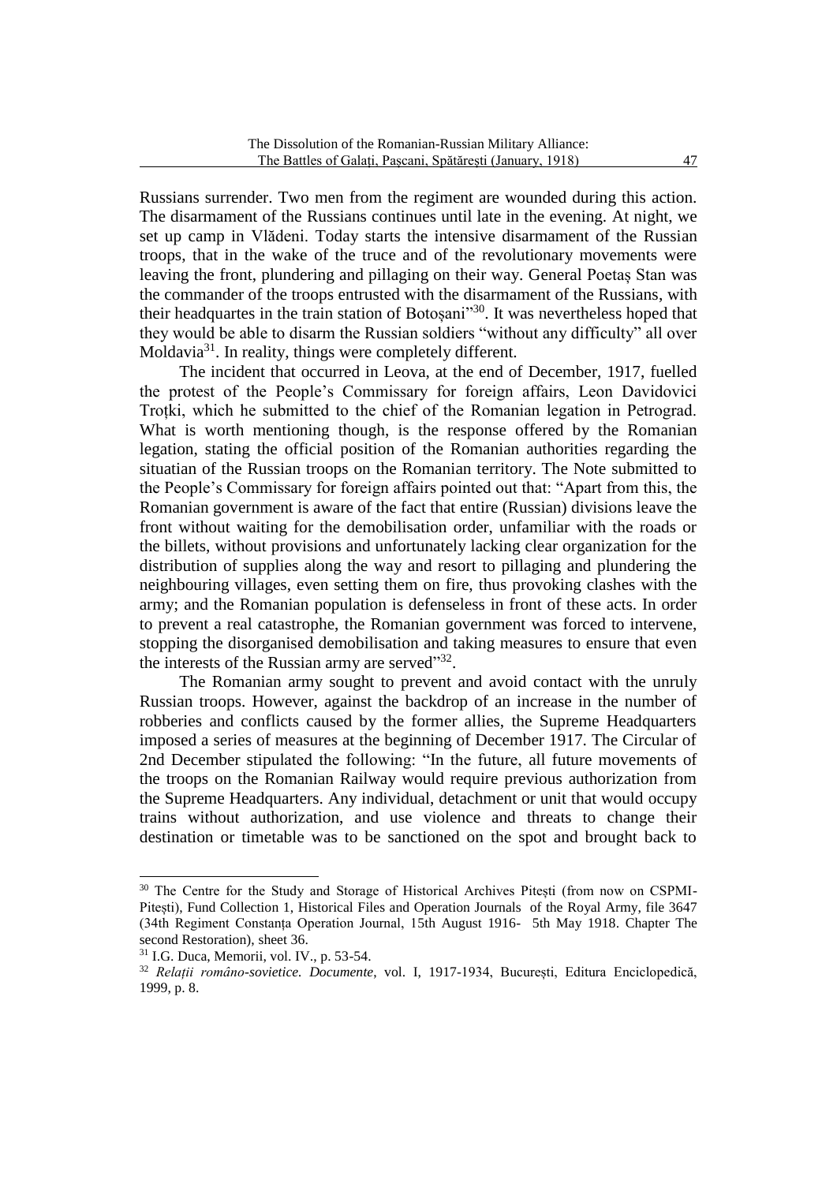Russians surrender. Two men from the regiment are wounded during this action. The disarmament of the Russians continues until late in the evening. At night, we set up camp in Vlădeni. Today starts the intensive disarmament of the Russian troops, that in the wake of the truce and of the revolutionary movements were leaving the front, plundering and pillaging on their way. General Poetaș Stan was the commander of the troops entrusted with the disarmament of the Russians, with their headquartes in the train station of Botoșani"[30]. It was nevertheless hoped that they would be able to disarm the Russian soldiers "without any difficulty" all over Moldavia[31]. In reality, things were completely different.

The incident that occurred in Leova, at the end of December, 1917, fuelled the protest of the People's Commissary for foreign affairs, Leon Davidovici Troțki, which he submitted to the chief of the Romanian legation in Petrograd. What is worth mentioning though, is the response offered by the Romanian legation, stating the official position of the Romanian authorities regarding the situatian of the Russian troops on the Romanian territory. The Note submitted to the People's Commissary for foreign affairs pointed out that: "Apart from this, the Romanian government is aware of the fact that entire (Russian) divisions leave the front without waiting for the demobilisation order, unfamiliar with the roads or the billets, without provisions and unfortunately lacking clear organization for the distribution of supplies along the way and resort to pillaging and plundering the neighbouring villages, even setting them on fire, thus provoking clashes with the army; and the Romanian population is defenseless in front of these acts. In order to prevent a real catastrophe, the Romanian government was forced to intervene, stopping the disorganised demobilisation and taking measures to ensure that even the interests of the Russian army are served"[32].

The Romanian army sought to prevent and avoid contact with the unruly Russian troops. However, against the backdrop of an increase in the number of robberies and conflicts caused by the former allies, the Supreme Headquarters imposed a series of measures at the beginning of December 1917. The Circular of 2nd December stipulated the following: "In the future, all future movements of the troops on the Romanian Railway would require previous authorization from the Supreme Headquarters. Any individual, detachment or unit that would occupy trains without authorization, and use violence and threats to change their destination or timetable was to be sanctioned on the spot and brought back to

---

[30] The Centre for the Study and Storage of Historical Archives Pitești (from now on CSPMI-Pitești), Fund Collection 1, Historical Files and Operation Journals of the Royal Army, file 3647 (34th Regiment Constanța Operation Journal, 15th August 1916- 5th May 1918. Chapter The second Restoration), sheet 36.

[31] I.G. Duca, Memorii, vol. IV., p. 53-54.

[32] *Relații româno-sovietice. Documente*, vol. I, 1917-1934, București, Editura Enciclopedică, 1999, p. 8.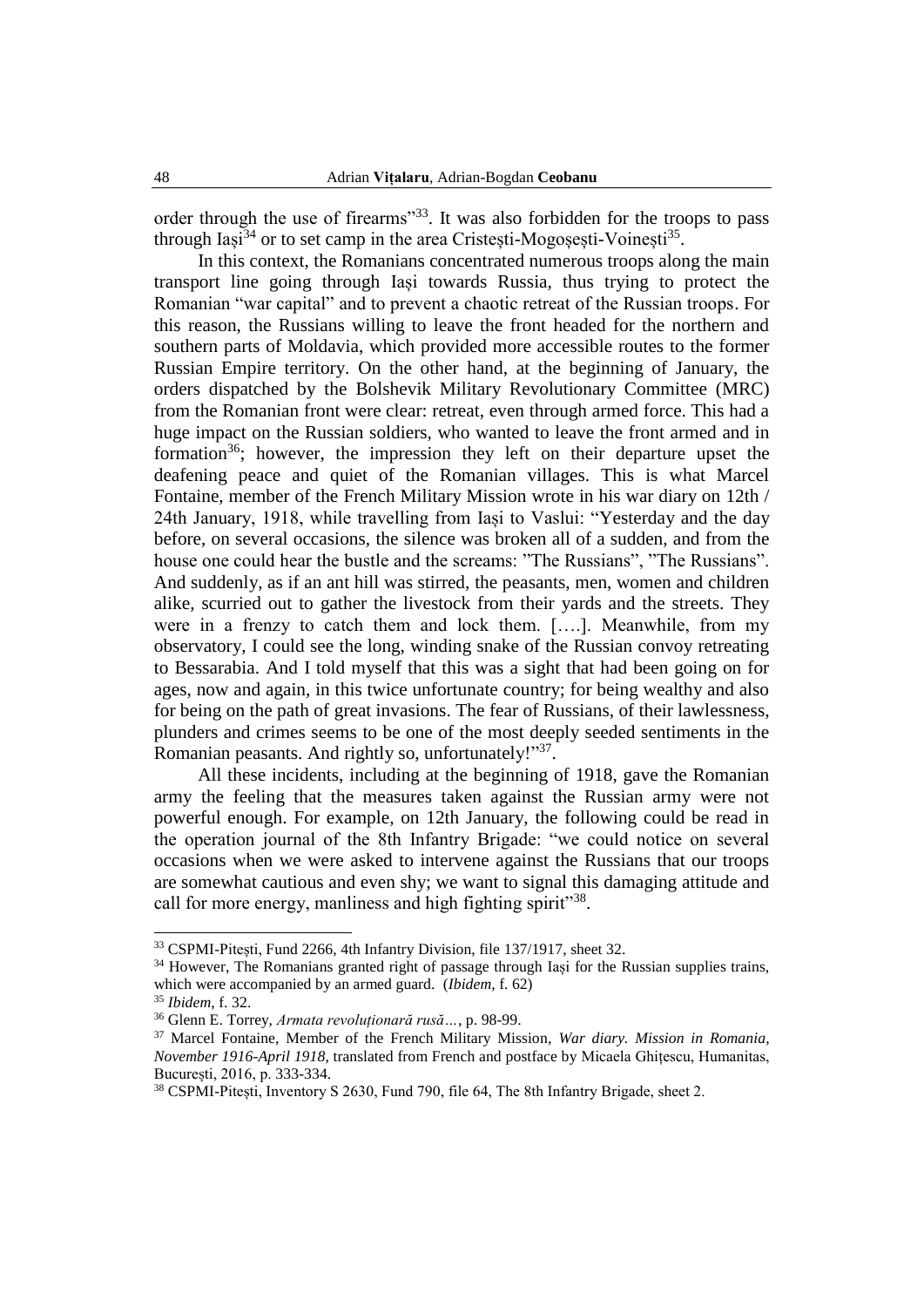order through the use of firearms"[33]. It was also forbidden for the troops to pass through Iași[34] or to set camp in the area Cristești-Mogoșești-Voinești[35].

In this context, the Romanians concentrated numerous troops along the main transport line going through Iași towards Russia, thus trying to protect the Romanian "war capital" and to prevent a chaotic retreat of the Russian troops. For this reason, the Russians willing to leave the front headed for the northern and southern parts of Moldavia, which provided more accessible routes to the former Russian Empire territory. On the other hand, at the beginning of January, the orders dispatched by the Bolshevik Military Revolutionary Committee (MRC) from the Romanian front were clear: retreat, even through armed force. This had a huge impact on the Russian soldiers, who wanted to leave the front armed and in formation[36]; however, the impression they left on their departure upset the deafening peace and quiet of the Romanian villages. This is what Marcel Fontaine, member of the French Military Mission wrote in his war diary on 12th / 24th January, 1918, while travelling from Iași to Vaslui: "Yesterday and the day before, on several occasions, the silence was broken all of a sudden, and from the house one could hear the bustle and the screams: "The Russians", "The Russians". And suddenly, as if an ant hill was stirred, the peasants, men, women and children alike, scurried out to gather the livestock from their yards and the streets. They were in a frenzy to catch them and lock them. [….]. Meanwhile, from my observatory, I could see the long, winding snake of the Russian convoy retreating to Bessarabia. And I told myself that this was a sight that had been going on for ages, now and again, in this twice unfortunate country; for being wealthy and also for being on the path of great invasions. The fear of Russians, of their lawlessness, plunders and crimes seems to be one of the most deeply seeded sentiments in the Romanian peasants. And rightly so, unfortunately!"[37].

All these incidents, including at the beginning of 1918, gave the Romanian army the feeling that the measures taken against the Russian army were not powerful enough. For example, on 12th January, the following could be read in the operation journal of the 8th Infantry Brigade: "we could notice on several occasions when we were asked to intervene against the Russians that our troops are somewhat cautious and even shy; we want to signal this damaging attitude and call for more energy, manliness and high fighting spirit"[38].

---

[33] CSPMI-Pitești, Fund 2266, 4th Infantry Division, file 137/1917, sheet 32.

[34] However, The Romanians granted right of passage through Iași for the Russian supplies trains, which were accompanied by an armed guard. (*Ibidem*, f. 62)

[35] *Ibidem*, f. 32.

[36] Glenn E. Torrey, *Armata revoluționară rusă…*, p. 98-99.

[37] Marcel Fontaine, Member of the French Military Mission, *War diary. Mission in Romania, November 1916-April 1918*, translated from French and postface by Micaela Ghițescu, Humanitas, București, 2016, p. 333-334.

[38] CSPMI-Pitești, Inventory S 2630, Fund 790, file 64, The 8th Infantry Brigade, sheet 2.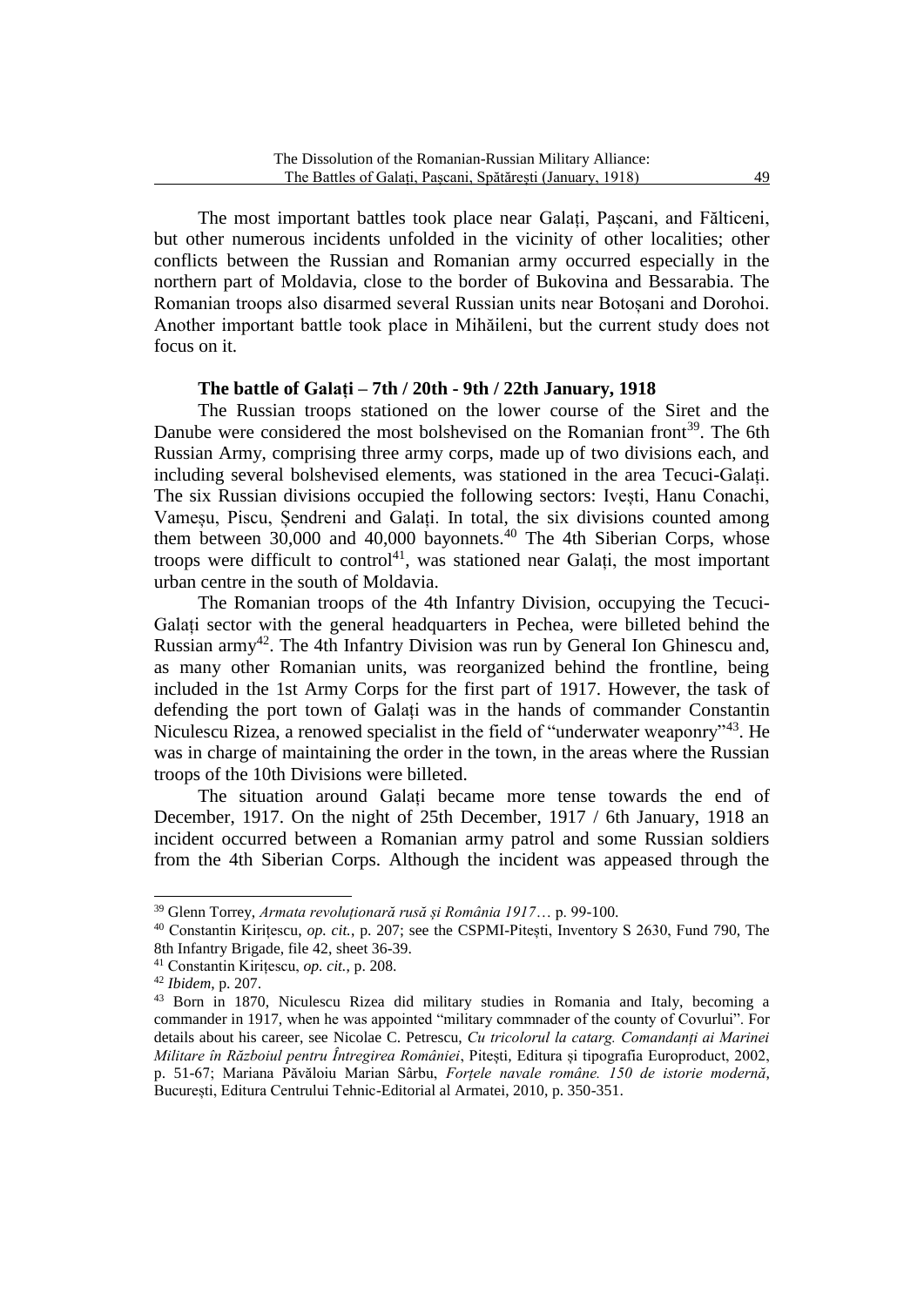The most important battles took place near Galați, Pașcani, and Fălticeni, but other numerous incidents unfolded in the vicinity of other localities; other conflicts between the Russian and Romanian army occurred especially in the northern part of Moldavia, close to the border of Bukovina and Bessarabia. The Romanian troops also disarmed several Russian units near Botoșani and Dorohoi. Another important battle took place in Mihăileni, but the current study does not focus on it.

**The battle of Galați – 7th / 20th - 9th / 22th January, 1918**

The Russian troops stationed on the lower course of the Siret and the Danube were considered the most bolshevised on the Romanian front[39]. The 6th Russian Army, comprising three army corps, made up of two divisions each, and including several bolshevised elements, was stationed in the area Tecuci-Galați. The six Russian divisions occupied the following sectors: Ivești, Hanu Conachi, Vameșu, Piscu, Șendreni and Galați. In total, the six divisions counted among them between 30,000 and 40,000 bayonnets.[40] The 4th Siberian Corps, whose troops were difficult to control[41], was stationed near Galați, the most important urban centre in the south of Moldavia.

The Romanian troops of the 4th Infantry Division, occupying the Tecuci-Galați sector with the general headquarters in Pechea, were billeted behind the Russian army[42]. The 4th Infantry Division was run by General Ion Ghinescu and, as many other Romanian units, was reorganized behind the frontline, being included in the 1st Army Corps for the first part of 1917. However, the task of defending the port town of Galați was in the hands of commander Constantin Niculescu Rizea, a renowned specialist in the field of "underwater weaponry"[43]. He was in charge of maintaining the order in the town, in the areas where the Russian troops of the 10th Divisions were billeted.

The situation around Galați became more tense towards the end of December, 1917. On the night of 25th December, 1917 / 6th January, 1918 an incident occurred between a Romanian army patrol and some Russian soldiers from the 4th Siberian Corps. Although the incident was appeased through the

---

[39] Glenn Torrey, *Armata revoluționară rusă și România 1917*… p. 99-100.

[40] Constantin Kirițescu, *op. cit.*, p. 207; see the CSPMI-Pitești, Inventory S 2630, Fund 790, The 8th Infantry Brigade, file 42, sheet 36-39.

[41] Constantin Kirițescu, *op. cit.*, p. 208.

[42] *Ibidem*, p. 207.

[43] Born in 1870, Niculescu Rizea did military studies in Romania and Italy, becoming a commander in 1917, when he was appointed "military commnader of the county of Covurlui". For details about his career, see Nicolae C. Petrescu, *Cu tricolorul la catarg. Comandanți ai Marinei Militare în Războiul pentru Întregirea României*, Pitești, Editura și tipografia Europroduct, 2002, p. 51-67; Mariana Păvăloiu Marian Sârbu, *Forțele navale române. 150 de istorie modernă*, București, Editura Centrului Tehnic-Editorial al Armatei, 2010, p. 350-351.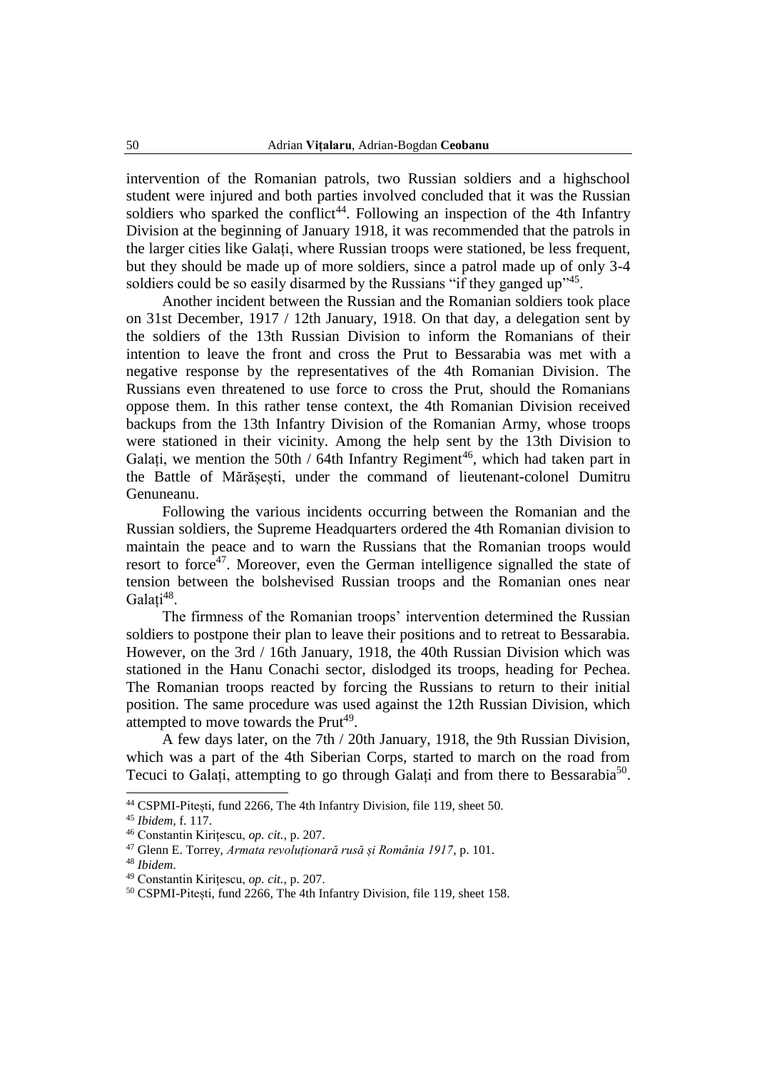intervention of the Romanian patrols, two Russian soldiers and a highschool student were injured and both parties involved concluded that it was the Russian soldiers who sparked the conflict[44]. Following an inspection of the 4th Infantry Division at the beginning of January 1918, it was recommended that the patrols in the larger cities like Galați, where Russian troops were stationed, be less frequent, but they should be made up of more soldiers, since a patrol made up of only 3-4 soldiers could be so easily disarmed by the Russians "if they ganged up"[45].

Another incident between the Russian and the Romanian soldiers took place on 31st December, 1917 / 12th January, 1918. On that day, a delegation sent by the soldiers of the 13th Russian Division to inform the Romanians of their intention to leave the front and cross the Prut to Bessarabia was met with a negative response by the representatives of the 4th Romanian Division. The Russians even threatened to use force to cross the Prut, should the Romanians oppose them. In this rather tense context, the 4th Romanian Division received backups from the 13th Infantry Division of the Romanian Army, whose troops were stationed in their vicinity. Among the help sent by the 13th Division to Galați, we mention the 50th / 64th Infantry Regiment[46], which had taken part in the Battle of Mărășești, under the command of lieutenant-colonel Dumitru Genuneanu.

Following the various incidents occurring between the Romanian and the Russian soldiers, the Supreme Headquarters ordered the 4th Romanian division to maintain the peace and to warn the Russians that the Romanian troops would resort to force[47]. Moreover, even the German intelligence signalled the state of tension between the bolshevised Russian troops and the Romanian ones near Galați[48].

The firmness of the Romanian troops' intervention determined the Russian soldiers to postpone their plan to leave their positions and to retreat to Bessarabia. However, on the 3rd / 16th January, 1918, the 40th Russian Division which was stationed in the Hanu Conachi sector, dislodged its troops, heading for Pechea. The Romanian troops reacted by forcing the Russians to return to their initial position. The same procedure was used against the 12th Russian Division, which attempted to move towards the Prut[49].

A few days later, on the 7th / 20th January, 1918, the 9th Russian Division, which was a part of the 4th Siberian Corps, started to march on the road from Tecuci to Galați, attempting to go through Galați and from there to Bessarabia[50].

---

[44] CSPMI-Pitești, fund 2266, The 4th Infantry Division, file 119, sheet 50.

[45] *Ibidem*, f. 117.

[46] Constantin Kirițescu, *op. cit.*, p. 207.

[47] Glenn E. Torrey, *Armata revoluționară rusă și România 1917*, p. 101.

[48] *Ibidem*.

[49] Constantin Kirițescu, *op. cit.*, p. 207.

[50] CSPMI-Pitești, fund 2266, The 4th Infantry Division, file 119, sheet 158.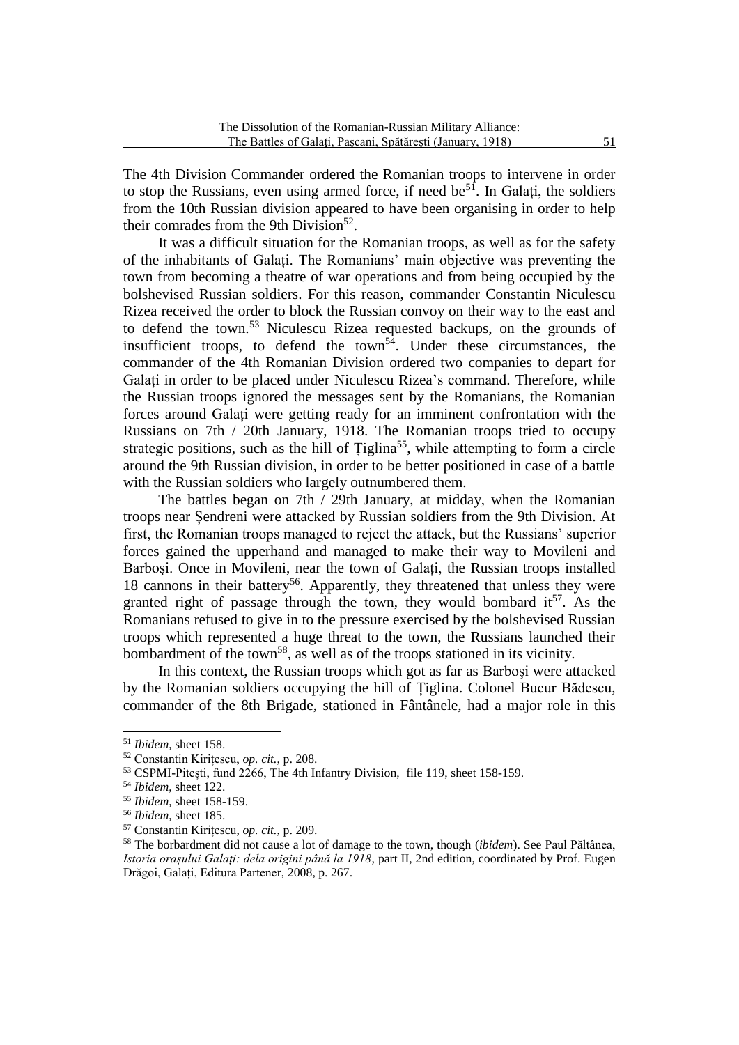The 4th Division Commander ordered the Romanian troops to intervene in order to stop the Russians, even using armed force, if need be[51]. In Galați, the soldiers from the 10th Russian division appeared to have been organising in order to help their comrades from the 9th Division[52].

It was a difficult situation for the Romanian troops, as well as for the safety of the inhabitants of Galați. The Romanians' main objective was preventing the town from becoming a theatre of war operations and from being occupied by the bolshevised Russian soldiers. For this reason, commander Constantin Niculescu Rizea received the order to block the Russian convoy on their way to the east and to defend the town.[53] Niculescu Rizea requested backups, on the grounds of insufficient troops, to defend the town[54]. Under these circumstances, the commander of the 4th Romanian Division ordered two companies to depart for Galați in order to be placed under Niculescu Rizea's command. Therefore, while the Russian troops ignored the messages sent by the Romanians, the Romanian forces around Galați were getting ready for an imminent confrontation with the Russians on 7th / 20th January, 1918. The Romanian troops tried to occupy strategic positions, such as the hill of Țiglina[55], while attempting to form a circle around the 9th Russian division, in order to be better positioned in case of a battle with the Russian soldiers who largely outnumbered them.

The battles began on 7th / 29th January, at midday, when the Romanian troops near Șendreni were attacked by Russian soldiers from the 9th Division. At first, the Romanian troops managed to reject the attack, but the Russians' superior forces gained the upperhand and managed to make their way to Movileni and Barboşi. Once in Movileni, near the town of Galați, the Russian troops installed 18 cannons in their battery[56]. Apparently, they threatened that unless they were granted right of passage through the town, they would bombard it[57]. As the Romanians refused to give in to the pressure exercised by the bolshevised Russian troops which represented a huge threat to the town, the Russians launched their bombardment of the town[58], as well as of the troops stationed in its vicinity.

In this context, the Russian troops which got as far as Barboşi were attacked by the Romanian soldiers occupying the hill of Țiglina. Colonel Bucur Bădescu, commander of the 8th Brigade, stationed in Fântânele, had a major role in this

---

[51] *Ibidem*, sheet 158.

[52] Constantin Kirițescu, *op. cit.*, p. 208.

[53] CSPMI-Pitești, fund 2266, The 4th Infantry Division, file 119, sheet 158-159.

[54] *Ibidem*, sheet 122.

[55] *Ibidem*, sheet 158-159.

[56] *Ibidem*, sheet 185.

[57] Constantin Kirițescu, *op. cit.*, p. 209.

[58] The borbardment did not cause a lot of damage to the town, though (*ibidem*). See Paul Păltânea, *Istoria orașului Galați: dela origini până la 1918*, part II, 2nd edition, coordinated by Prof. Eugen Drăgoi, Galați, Editura Partener, 2008, p. 267.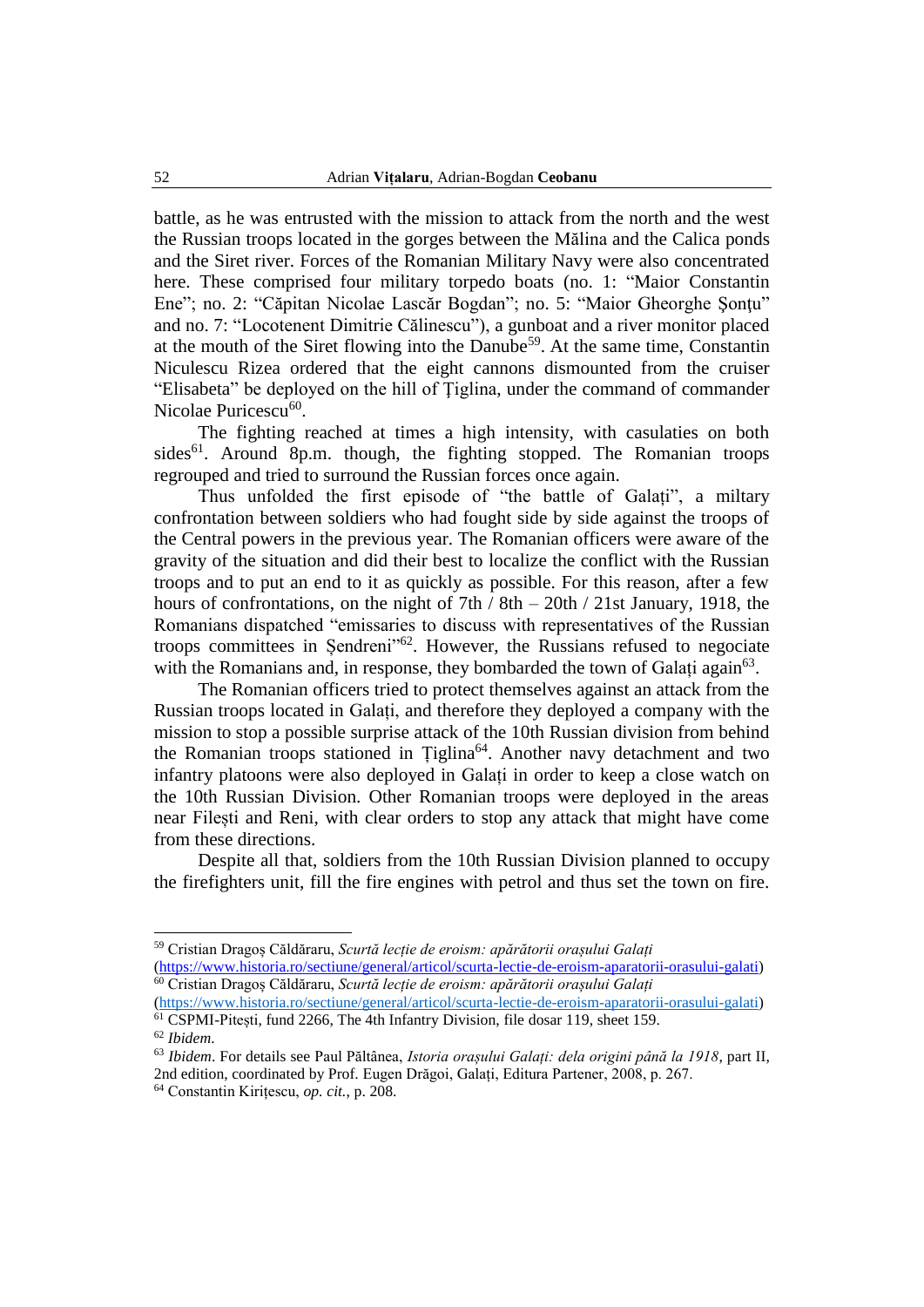battle, as he was entrusted with the mission to attack from the north and the west the Russian troops located in the gorges between the Mălina and the Calica ponds and the Siret river. Forces of the Romanian Military Navy were also concentrated here. These comprised four military torpedo boats (no. 1: "Maior Constantin Ene"; no. 2: "Căpitan Nicolae Lascăr Bogdan"; no. 5: "Maior Gheorghe Șonțu" and no. 7: "Locotenent Dimitrie Călinescu"), a gunboat and a river monitor placed at the mouth of the Siret flowing into the Danube[59]. At the same time, Constantin Niculescu Rizea ordered that the eight cannons dismounted from the cruiser "Elisabeta" be deployed on the hill of Țiglina, under the command of commander Nicolae Puricescu[60].

The fighting reached at times a high intensity, with casulaties on both sides[61]. Around 8p.m. though, the fighting stopped. The Romanian troops regrouped and tried to surround the Russian forces once again.

Thus unfolded the first episode of "the battle of Galați", a miltary confrontation between soldiers who had fought side by side against the troops of the Central powers in the previous year. The Romanian officers were aware of the gravity of the situation and did their best to localize the conflict with the Russian troops and to put an end to it as quickly as possible. For this reason, after a few hours of confrontations, on the night of 7th / 8th – 20th / 21st January, 1918, the Romanians dispatched "emissaries to discuss with representatives of the Russian troops committees in Șendreni"[62]. However, the Russians refused to negociate with the Romanians and, in response, they bombarded the town of Galați again[63].

The Romanian officers tried to protect themselves against an attack from the Russian troops located in Galați, and therefore they deployed a company with the mission to stop a possible surprise attack of the 10th Russian division from behind the Romanian troops stationed in Țiglina[64]. Another navy detachment and two infantry platoons were also deployed in Galați in order to keep a close watch on the 10th Russian Division. Other Romanian troops were deployed in the areas near Filești and Reni, with clear orders to stop any attack that might have come from these directions.

Despite all that, soldiers from the 10th Russian Division planned to occupy the firefighters unit, fill the fire engines with petrol and thus set the town on fire.

---

[59] Cristian Dragoș Căldăraru, *Scurtă lecție de eroism: apărătorii orașului Galați* (https://www.historia.ro/sectiune/general/articol/scurta-lectie-de-eroism-aparatorii-orasului-galati)

[60] Cristian Dragoș Căldăraru, *Scurtă lecție de eroism: apărătorii orașului Galați* (https://www.historia.ro/sectiune/general/articol/scurta-lectie-de-eroism-aparatorii-orasului-galati)

[61] CSPMI-Pitești, fund 2266, The 4th Infantry Division, file dosar 119, sheet 159.

[62] *Ibidem*.

[63] *Ibidem*. For details see Paul Păltânea, *Istoria orașului Galați: dela origini până la 1918*, part II, 2nd edition, coordinated by Prof. Eugen Drăgoi, Galați, Editura Partener, 2008, p. 267.

[64] Constantin Kirițescu, *op. cit.*, p. 208.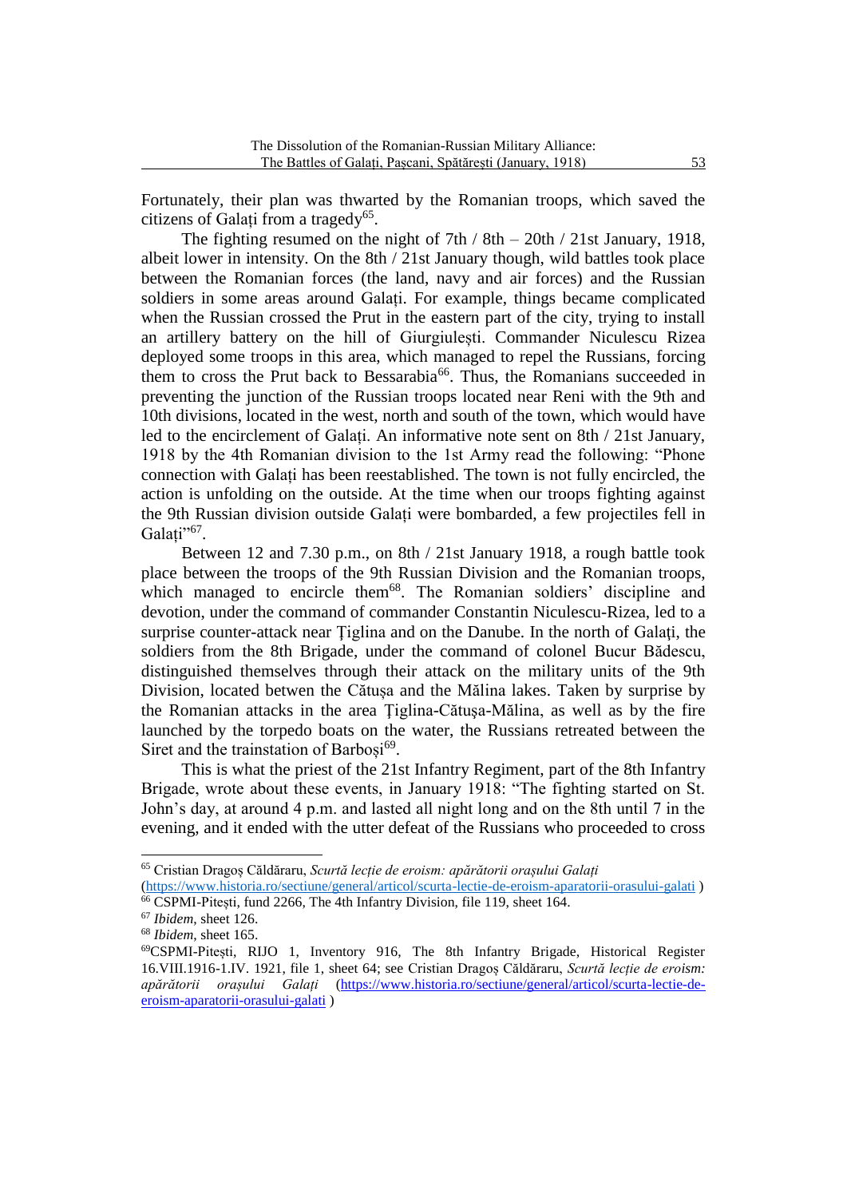Fortunately, their plan was thwarted by the Romanian troops, which saved the citizens of Galați from a tragedy[65].

The fighting resumed on the night of 7th / 8th – 20th / 21st January, 1918, albeit lower in intensity. On the 8th / 21st January though, wild battles took place between the Romanian forces (the land, navy and air forces) and the Russian soldiers in some areas around Galați. For example, things became complicated when the Russian crossed the Prut in the eastern part of the city, trying to install an artillery battery on the hill of Giurgiulești. Commander Niculescu Rizea deployed some troops in this area, which managed to repel the Russians, forcing them to cross the Prut back to Bessarabia[66]. Thus, the Romanians succeeded in preventing the junction of the Russian troops located near Reni with the 9th and 10th divisions, located in the west, north and south of the town, which would have led to the encirclement of Galați. An informative note sent on 8th / 21st January, 1918 by the 4th Romanian division to the 1st Army read the following: "Phone connection with Galați has been reestablished. The town is not fully encircled, the action is unfolding on the outside. At the time when our troops fighting against the 9th Russian division outside Galați were bombarded, a few projectiles fell in Galați"[67].

Between 12 and 7.30 p.m., on 8th / 21st January 1918, a rough battle took place between the troops of the 9th Russian Division and the Romanian troops, which managed to encircle them[68]. The Romanian soldiers' discipline and devotion, under the command of commander Constantin Niculescu-Rizea, led to a surprise counter-attack near Ţiglina and on the Danube. In the north of Galaţi, the soldiers from the 8th Brigade, under the command of colonel Bucur Bădescu, distinguished themselves through their attack on the military units of the 9th Division, located betwen the Cătușa and the Mălina lakes. Taken by surprise by the Romanian attacks in the area Ţiglina-Cătușa-Mălina, as well as by the fire launched by the torpedo boats on the water, the Russians retreated between the Siret and the trainstation of Barboși[69].

This is what the priest of the 21st Infantry Regiment, part of the 8th Infantry Brigade, wrote about these events, in January 1918: "The fighting started on St. John's day, at around 4 p.m. and lasted all night long and on the 8th until 7 in the evening, and it ended with the utter defeat of the Russians who proceeded to cross

---

[65] Cristian Dragoș Căldăraru, *Scurtă lecție de eroism: apărătorii orașului Galați* (https://www.historia.ro/sectiune/general/articol/scurta-lectie-de-eroism-aparatorii-orasului-galati )

[66] CSPMI-Pitești, fund 2266, The 4th Infantry Division, file 119, sheet 164.

[67] *Ibidem*, sheet 126.

[68] *Ibidem*, sheet 165.

[69] CSPMI-Pitești, RIJO 1, Inventory 916, The 8th Infantry Brigade, Historical Register 16.VIII.1916-1.IV. 1921, file 1, sheet 64; see Cristian Dragoș Căldăraru, *Scurtă lecție de eroism: apărătorii orașului Galați* (https://www.historia.ro/sectiune/general/articol/scurta-lectie-de-eroism-aparatorii-orasului-galati )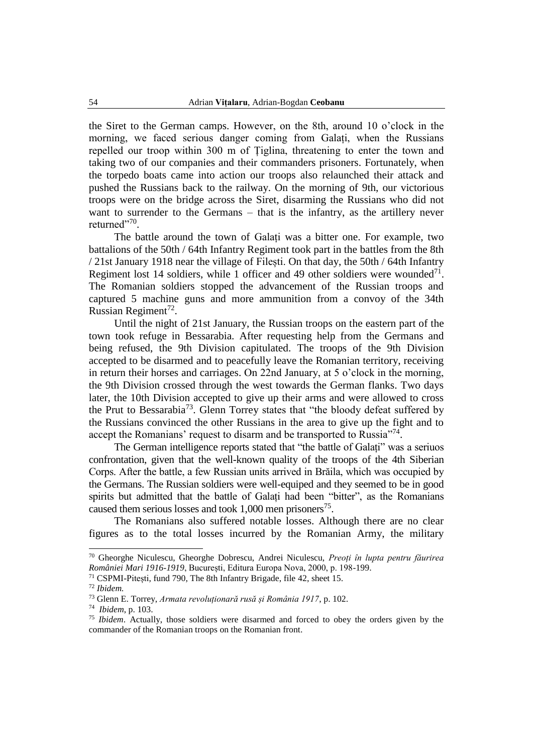the Siret to the German camps. However, on the 8th, around 10 o'clock in the morning, we faced serious danger coming from Galați, when the Russians repelled our troop within 300 m of Țiglina, threatening to enter the town and taking two of our companies and their commanders prisoners. Fortunately, when the torpedo boats came into action our troops also relaunched their attack and pushed the Russians back to the railway. On the morning of 9th, our victorious troops were on the bridge across the Siret, disarming the Russians who did not want to surrender to the Germans – that is the infantry, as the artillery never returned"[70].

The battle around the town of Galați was a bitter one. For example, two battalions of the 50th / 64th Infantry Regiment took part in the battles from the 8th / 21st January 1918 near the village of Filești. On that day, the 50th / 64th Infantry Regiment lost 14 soldiers, while 1 officer and 49 other soldiers were wounded[71]. The Romanian soldiers stopped the advancement of the Russian troops and captured 5 machine guns and more ammunition from a convoy of the 34th Russian Regiment[72].

Until the night of 21st January, the Russian troops on the eastern part of the town took refuge in Bessarabia. After requesting help from the Germans and being refused, the 9th Division capitulated. The troops of the 9th Division accepted to be disarmed and to peacefully leave the Romanian territory, receiving in return their horses and carriages. On 22nd January, at 5 o'clock in the morning, the 9th Division crossed through the west towards the German flanks. Two days later, the 10th Division accepted to give up their arms and were allowed to cross the Prut to Bessarabia[73]. Glenn Torrey states that "the bloody defeat suffered by the Russians convinced the other Russians in the area to give up the fight and to accept the Romanians' request to disarm and be transported to Russia"[74].

The German intelligence reports stated that "the battle of Galați" was a seriuos confrontation, given that the well-known quality of the troops of the 4th Siberian Corps. After the battle, a few Russian units arrived in Brăila, which was occupied by the Germans. The Russian soldiers were well-equiped and they seemed to be in good spirits but admitted that the battle of Galați had been "bitter", as the Romanians caused them serious losses and took 1,000 men prisoners[75].

The Romanians also suffered notable losses. Although there are no clear figures as to the total losses incurred by the Romanian Army, the military

---

[70] Gheorghe Niculescu, Gheorghe Dobrescu, Andrei Niculescu, *Preoți în lupta pentru făurirea României Mari 1916-1919*, București, Editura Europa Nova, 2000, p. 198-199.

[71] CSPMI-Pitești, fund 790, The 8th Infantry Brigade, file 42, sheet 15.

[72] *Ibidem.*

[73] Glenn E. Torrey, *Armata revoluționară rusă și România 1917*, p. 102.

[74] *Ibidem*, p. 103.

[75] *Ibidem*. Actually, those soldiers were disarmed and forced to obey the orders given by the commander of the Romanian troops on the Romanian front.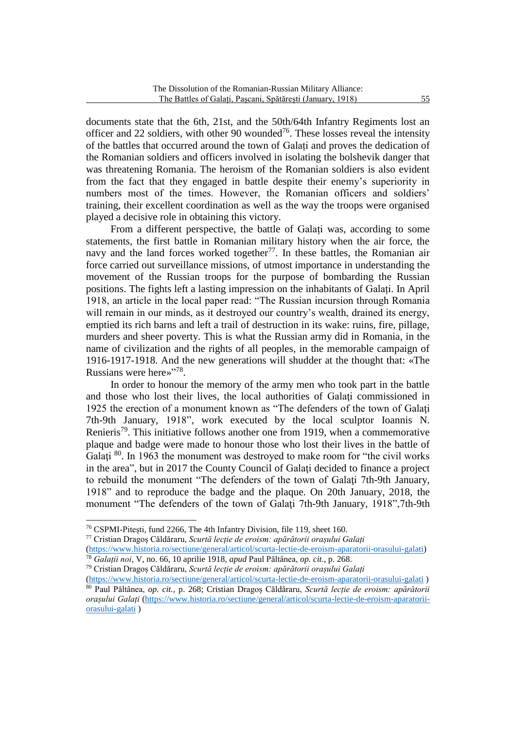documents state that the 6th, 21st, and the 50th/64th Infantry Regiments lost an officer and 22 soldiers, with other 90 wounded[76]. These losses reveal the intensity of the battles that occurred around the town of Galați and proves the dedication of the Romanian soldiers and officers involved in isolating the bolshevik danger that was threatening Romania. The heroism of the Romanian soldiers is also evident from the fact that they engaged in battle despite their enemy's superiority in numbers most of the times. However, the Romanian officers and soldiers' training, their excellent coordination as well as the way the troops were organised played a decisive role in obtaining this victory.

From a different perspective, the battle of Galați was, according to some statements, the first battle in Romanian military history when the air force, the navy and the land forces worked together[77]. In these battles, the Romanian air force carried out surveillance missions, of utmost importance in understanding the movement of the Russian troops for the purpose of bombarding the Russian positions. The fights left a lasting impression on the inhabitants of Galați. In April 1918, an article in the local paper read: "The Russian incursion through Romania will remain in our minds, as it destroyed our country's wealth, drained its energy, emptied its rich barns and left a trail of destruction in its wake: ruins, fire, pillage, murders and sheer poverty. This is what the Russian army did in Romania, in the name of civilization and the rights of all peoples, in the memorable campaign of 1916-1917-1918. And the new generations will shudder at the thought that: «The Russians were here»"[78].

In order to honour the memory of the army men who took part in the battle and those who lost their lives, the local authorities of Galaţi commissioned in 1925 the erection of a monument known as "The defenders of the town of Galaţi 7th-9th January, 1918", work executed by the local sculptor Ioannis N. Renieris[79]. This initiative follows another one from 1919, when a commemorative plaque and badge were made to honour those who lost their lives in the battle of Galaţi [80]. In 1963 the monument was destroyed to make room for "the civil works in the area", but in 2017 the County Council of Galaţi decided to finance a project to rebuild the monument "The defenders of the town of Galaţi 7th-9th January, 1918" and to reproduce the badge and the plaque. On 20th January, 2018, the monument "The defenders of the town of Galaţi 7th-9th January, 1918",7th-9th

---

[76] CSPMI-Pitești, fund 2266, The 4th Infantry Division, file 119, sheet 160.

[77] Cristian Dragoș Căldăraru, *Scurtă lecție de eroism: apărătorii orașului Galați* (https://www.historia.ro/sectiune/general/articol/scurta-lectie-de-eroism-aparatorii-orasului-galati)

[78] *Galații noi*, V, no. 66, 10 aprilie 1918, *apud* Paul Păltânea, *op. cit.*, p. 268.

[79] Cristian Dragoș Căldăraru, *Scurtă lecție de eroism: apărătorii orașului Galați* (https://www.historia.ro/sectiune/general/articol/scurta-lectie-de-eroism-aparatorii-orasului-galati )

[80] Paul Păltânea, *op. cit.*, p. 268; Cristian Dragoș Căldăraru, *Scurtă lecție de eroism: apărătorii orașului Galați* (https://www.historia.ro/sectiune/general/articol/scurta-lectie-de-eroism-aparatorii-orasului-galati )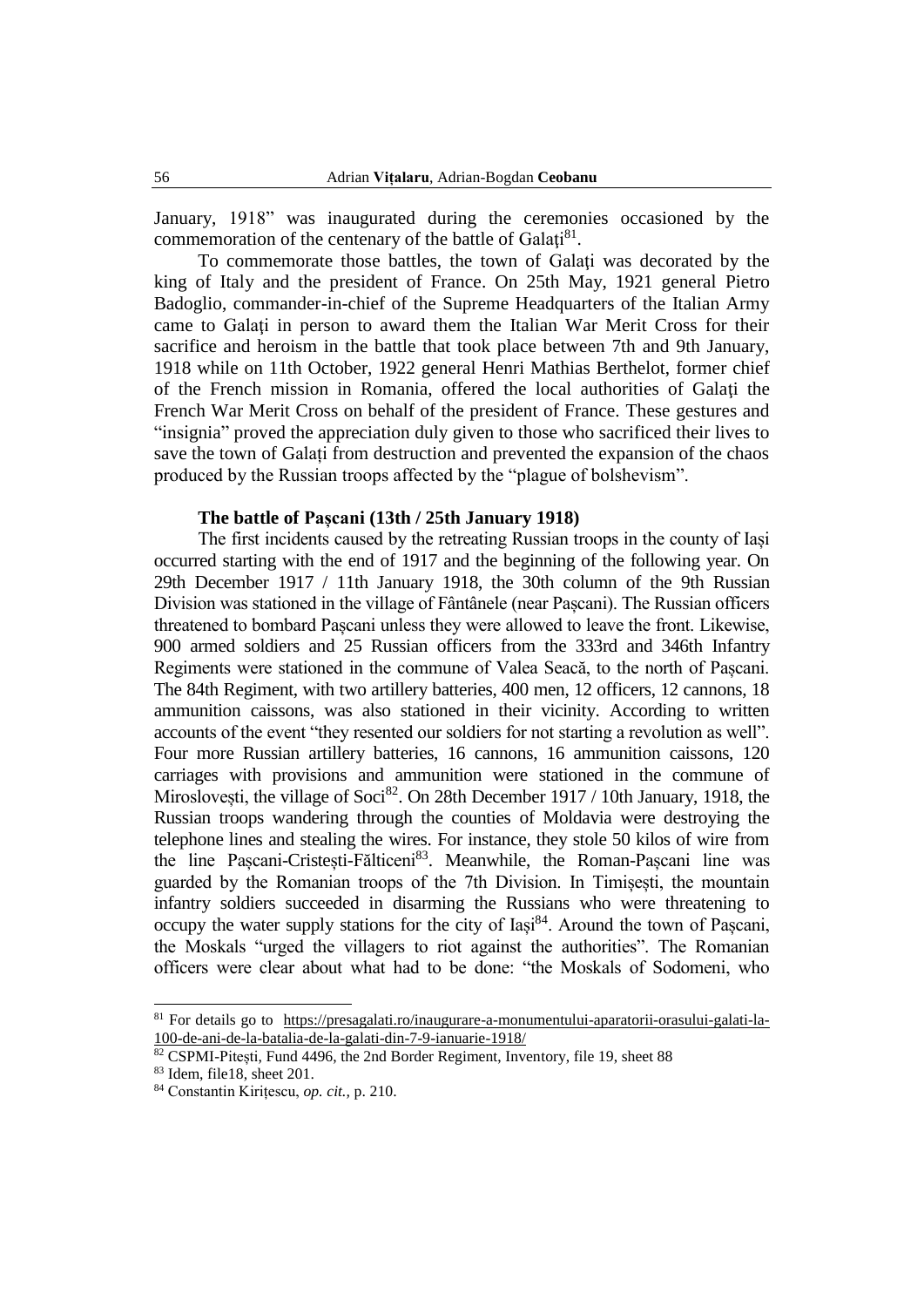January, 1918" was inaugurated during the ceremonies occasioned by the commemoration of the centenary of the battle of Galaţi[81].

To commemorate those battles, the town of Galaţi was decorated by the king of Italy and the president of France. On 25th May, 1921 general Pietro Badoglio, commander-in-chief of the Supreme Headquarters of the Italian Army came to Galaţi in person to award them the Italian War Merit Cross for their sacrifice and heroism in the battle that took place between 7th and 9th January, 1918 while on 11th October, 1922 general Henri Mathias Berthelot, former chief of the French mission in Romania, offered the local authorities of Galaţi the French War Merit Cross on behalf of the president of France. These gestures and "insignia" proved the appreciation duly given to those who sacrificed their lives to save the town of Galaţi from destruction and prevented the expansion of the chaos produced by the Russian troops affected by the "plague of bolshevism".

### The battle of Paşcani (13th / 25th January 1918)

The first incidents caused by the retreating Russian troops in the county of Iaşi occurred starting with the end of 1917 and the beginning of the following year. On 29th December 1917 / 11th January 1918, the 30th column of the 9th Russian Division was stationed in the village of Fântânele (near Paşcani). The Russian officers threatened to bombard Paşcani unless they were allowed to leave the front. Likewise, 900 armed soldiers and 25 Russian officers from the 333rd and 346th Infantry Regiments were stationed in the commune of Valea Seacă, to the north of Paşcani. The 84th Regiment, with two artillery batteries, 400 men, 12 officers, 12 cannons, 18 ammunition caissons, was also stationed in their vicinity. According to written accounts of the event "they resented our soldiers for not starting a revolution as well". Four more Russian artillery batteries, 16 cannons, 16 ammunition caissons, 120 carriages with provisions and ammunition were stationed in the commune of Miroslovești, the village of Soci[82]. On 28th December 1917 / 10th January, 1918, the Russian troops wandering through the counties of Moldavia were destroying the telephone lines and stealing the wires. For instance, they stole 50 kilos of wire from the line Paşcani-Cristeşti-Fălticeni[83]. Meanwhile, the Roman-Paşcani line was guarded by the Romanian troops of the 7th Division. In Timişeşti, the mountain infantry soldiers succeeded in disarming the Russians who were threatening to occupy the water supply stations for the city of Iaşi[84]. Around the town of Paşcani, the Moskals "urged the villagers to riot against the authorities". The Romanian officers were clear about what had to be done: "the Moskals of Sodomeni, who

---

[81] For details go to https://presagalati.ro/inaugurare-a-monumentului-aparatorii-orasului-galati-la-100-de-ani-de-la-batalia-de-la-galati-din-7-9-ianuarie-1918/

[82] CSPMI-Piteşti, Fund 4496, the 2nd Border Regiment, Inventory, file 19, sheet 88

[83] Idem, file18, sheet 201.

[84] Constantin Kiriţescu, *op. cit.*, p. 210.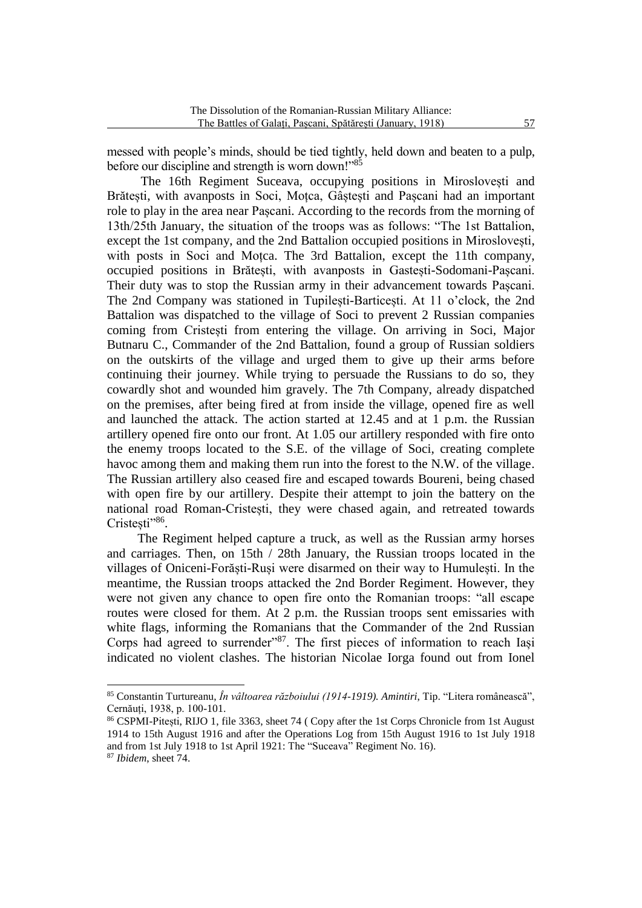messed with people's minds, should be tied tightly, held down and beaten to a pulp, before our discipline and strength is worn down!"[85]

The 16th Regiment Suceava, occupying positions in Miroslovești and Brătești, with avanposts in Soci, Moțca, Gâștești and Pașcani had an important role to play in the area near Pașcani. According to the records from the morning of 13th/25th January, the situation of the troops was as follows: "The 1st Battalion, except the 1st company, and the 2nd Battalion occupied positions in Miroslovești, with posts in Soci and Moțca. The 3rd Battalion, except the 11th company, occupied positions in Brătești, with avanposts in Gastești-Sodomani-Pașcani. Their duty was to stop the Russian army in their advancement towards Pașcani. The 2nd Company was stationed in Tupilești-Barticești. At 11 o'clock, the 2nd Battalion was dispatched to the village of Soci to prevent 2 Russian companies coming from Cristești from entering the village. On arriving in Soci, Major Butnaru C., Commander of the 2nd Battalion, found a group of Russian soldiers on the outskirts of the village and urged them to give up their arms before continuing their journey. While trying to persuade the Russians to do so, they cowardly shot and wounded him gravely. The 7th Company, already dispatched on the premises, after being fired at from inside the village, opened fire as well and launched the attack. The action started at 12.45 and at 1 p.m. the Russian artillery opened fire onto our front. At 1.05 our artillery responded with fire onto the enemy troops located to the S.E. of the village of Soci, creating complete havoc among them and making them run into the forest to the N.W. of the village. The Russian artillery also ceased fire and escaped towards Boureni, being chased with open fire by our artillery. Despite their attempt to join the battery on the national road Roman-Cristești, they were chased again, and retreated towards Cristești"[86].

The Regiment helped capture a truck, as well as the Russian army horses and carriages. Then, on 15th / 28th January, the Russian troops located in the villages of Oniceni-Forăști-Ruși were disarmed on their way to Humulești. In the meantime, the Russian troops attacked the 2nd Border Regiment. However, they were not given any chance to open fire onto the Romanian troops: "all escape routes were closed for them. At 2 p.m. the Russian troops sent emissaries with white flags, informing the Romanians that the Commander of the 2nd Russian Corps had agreed to surrender"[87]. The first pieces of information to reach Iași indicated no violent clashes. The historian Nicolae Iorga found out from Ionel

---

[85] Constantin Turtureanu, *În vâltoarea războiului (1914-1919). Amintiri*, Tip. "Litera românească", Cernăuți, 1938, p. 100-101.

[86] CSPMI-Pitești, RIJO 1, file 3363, sheet 74 ( Copy after the 1st Corps Chronicle from 1st August 1914 to 15th August 1916 and after the Operations Log from 15th August 1916 to 1st July 1918 and from 1st July 1918 to 1st April 1921: The "Suceava" Regiment No. 16).

[87] *Ibidem*, sheet 74.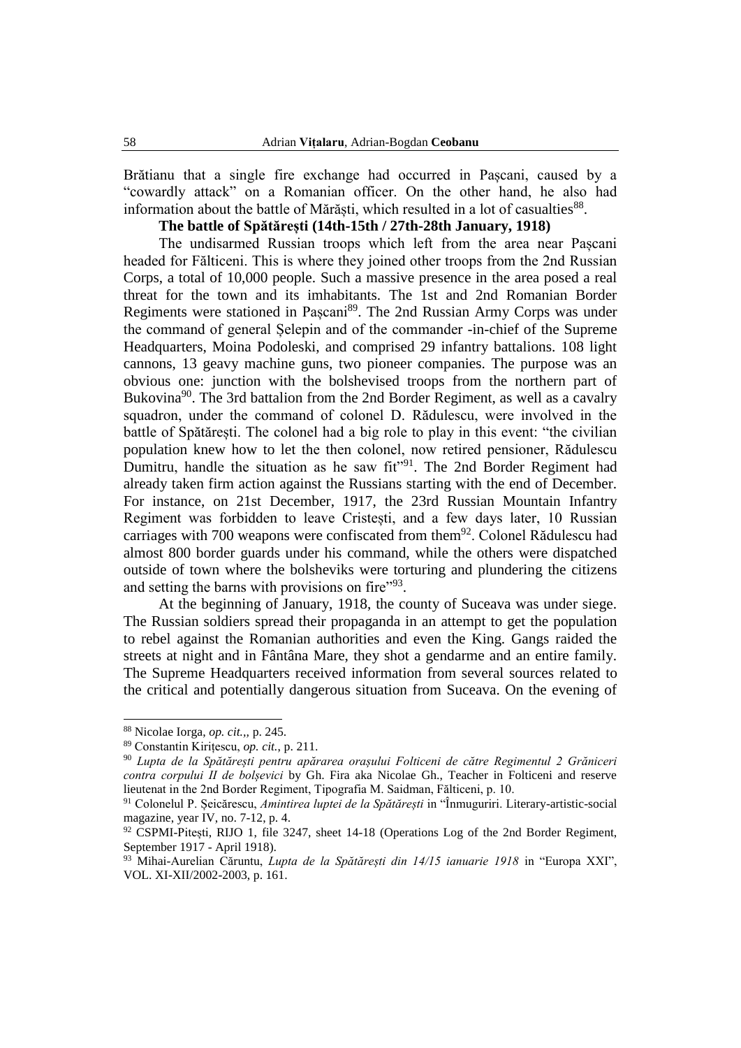Brătianu that a single fire exchange had occurred in Pașcani, caused by a "cowardly attack" on a Romanian officer. On the other hand, he also had information about the battle of Mărăști, which resulted in a lot of casualties[88].

**The battle of Spătărești (14th-15th / 27th-28th January, 1918)**

The undisarmed Russian troops which left from the area near Pașcani headed for Fălticeni. This is where they joined other troops from the 2nd Russian Corps, a total of 10,000 people. Such a massive presence in the area posed a real threat for the town and its imhabitants. The 1st and 2nd Romanian Border Regiments were stationed in Pașcani[89]. The 2nd Russian Army Corps was under the command of general Șelepin and of the commander -in-chief of the Supreme Headquarters, Moina Podoleski, and comprised 29 infantry battalions. 108 light cannons, 13 geavy machine guns, two pioneer companies. The purpose was an obvious one: junction with the bolshevised troops from the northern part of Bukovina[90]. The 3rd battalion from the 2nd Border Regiment, as well as a cavalry squadron, under the command of colonel D. Rădulescu, were involved in the battle of Spătărești. The colonel had a big role to play in this event: "the civilian population knew how to let the then colonel, now retired pensioner, Rădulescu Dumitru, handle the situation as he saw fit"[91]. The 2nd Border Regiment had already taken firm action against the Russians starting with the end of December. For instance, on 21st December, 1917, the 23rd Russian Mountain Infantry Regiment was forbidden to leave Cristești, and a few days later, 10 Russian carriages with 700 weapons were confiscated from them[92]. Colonel Rădulescu had almost 800 border guards under his command, while the others were dispatched outside of town where the bolsheviks were torturing and plundering the citizens and setting the barns with provisions on fire"[93].

At the beginning of January, 1918, the county of Suceava was under siege. The Russian soldiers spread their propaganda in an attempt to get the population to rebel against the Romanian authorities and even the King. Gangs raided the streets at night and in Fântâna Mare, they shot a gendarme and an entire family. The Supreme Headquarters received information from several sources related to the critical and potentially dangerous situation from Suceava. On the evening of

---

[88] Nicolae Iorga, *op. cit.,,* p. 245.

[89] Constantin Kirițescu, *op. cit.,* p. 211.

[90] *Lupta de la Spătărești pentru apărarea orașului Folticeni de către Regimentul 2 Grăniceri contra corpului II de bolșevici* by Gh. Fira aka Nicolae Gh., Teacher in Folticeni and reserve lieutenat in the 2nd Border Regiment, Tipografia M. Saidman, Fălticeni, p. 10.

[91] Colonelul P. Șeicărescu, *Amintirea luptei de la Spătărești* in "Înmuguriri. Literary-artistic-social magazine, year IV, no. 7-12, p. 4.

[92] CSPMI-Pitești, RIJO 1, file 3247, sheet 14-18 (Operations Log of the 2nd Border Regiment, September 1917 - April 1918).

[93] Mihai-Aurelian Căruntu, *Lupta de la Spătărești din 14/15 ianuarie 1918* in "Europa XXI", VOL. XI-XII/2002-2003, p. 161.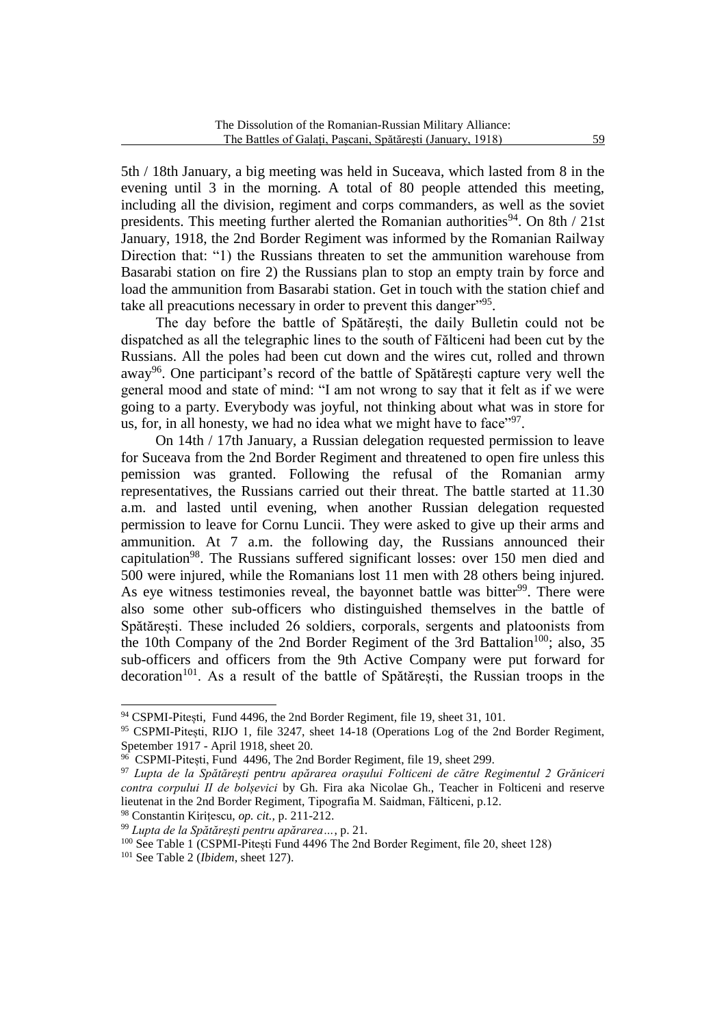5th / 18th January, a big meeting was held in Suceava, which lasted from 8 in the evening until 3 in the morning. A total of 80 people attended this meeting, including all the division, regiment and corps commanders, as well as the soviet presidents. This meeting further alerted the Romanian authorities[94]. On 8th / 21st January, 1918, the 2nd Border Regiment was informed by the Romanian Railway Direction that: "1) the Russians threaten to set the ammunition warehouse from Basarabi station on fire 2) the Russians plan to stop an empty train by force and load the ammunition from Basarabi station. Get in touch with the station chief and take all preacutions necessary in order to prevent this danger"[95].

The day before the battle of Spătărești, the daily Bulletin could not be dispatched as all the telegraphic lines to the south of Fălticeni had been cut by the Russians. All the poles had been cut down and the wires cut, rolled and thrown away[96]. One participant's record of the battle of Spătărești capture very well the general mood and state of mind: "I am not wrong to say that it felt as if we were going to a party. Everybody was joyful, not thinking about what was in store for us, for, in all honesty, we had no idea what we might have to face"[97].

On 14th / 17th January, a Russian delegation requested permission to leave for Suceava from the 2nd Border Regiment and threatened to open fire unless this pemission was granted. Following the refusal of the Romanian army representatives, the Russians carried out their threat. The battle started at 11.30 a.m. and lasted until evening, when another Russian delegation requested permission to leave for Cornu Luncii. They were asked to give up their arms and ammunition. At 7 a.m. the following day, the Russians announced their capitulation[98]. The Russians suffered significant losses: over 150 men died and 500 were injured, while the Romanians lost 11 men with 28 others being injured. As eye witness testimonies reveal, the bayonnet battle was bitter[99]. There were also some other sub-officers who distinguished themselves in the battle of Spătărești. These included 26 soldiers, corporals, sergents and platoonists from the 10th Company of the 2nd Border Regiment of the 3rd Battalion[100]; also, 35 sub-officers and officers from the 9th Active Company were put forward for decoration[101]. As a result of the battle of Spătărești, the Russian troops in the

---

[94] CSPMI-Pitești, Fund 4496, the 2nd Border Regiment, file 19, sheet 31, 101.

[95] CSPMI-Pitești, RIJO 1, file 3247, sheet 14-18 (Operations Log of the 2nd Border Regiment, Spetember 1917 - April 1918, sheet 20.

[96] CSPMI-Pitești, Fund 4496, The 2nd Border Regiment, file 19, sheet 299.

[97] *Lupta de la Spătărești pentru apărarea orașului Folticeni de către Regimentul 2 Grăniceri contra corpului II de bolșevici* by Gh. Fira aka Nicolae Gh., Teacher in Folticeni and reserve lieutenat in the 2nd Border Regiment, Tipografia M. Saidman, Fălticeni, p.12.

[98] Constantin Kirițescu, *op. cit.*, p. 211-212.

[99] *Lupta de la Spătărești pentru apărarea…*, p. 21.

[100] See Table 1 (CSPMI-Pitești Fund 4496 The 2nd Border Regiment, file 20, sheet 128)

[101] See Table 2 (*Ibidem*, sheet 127).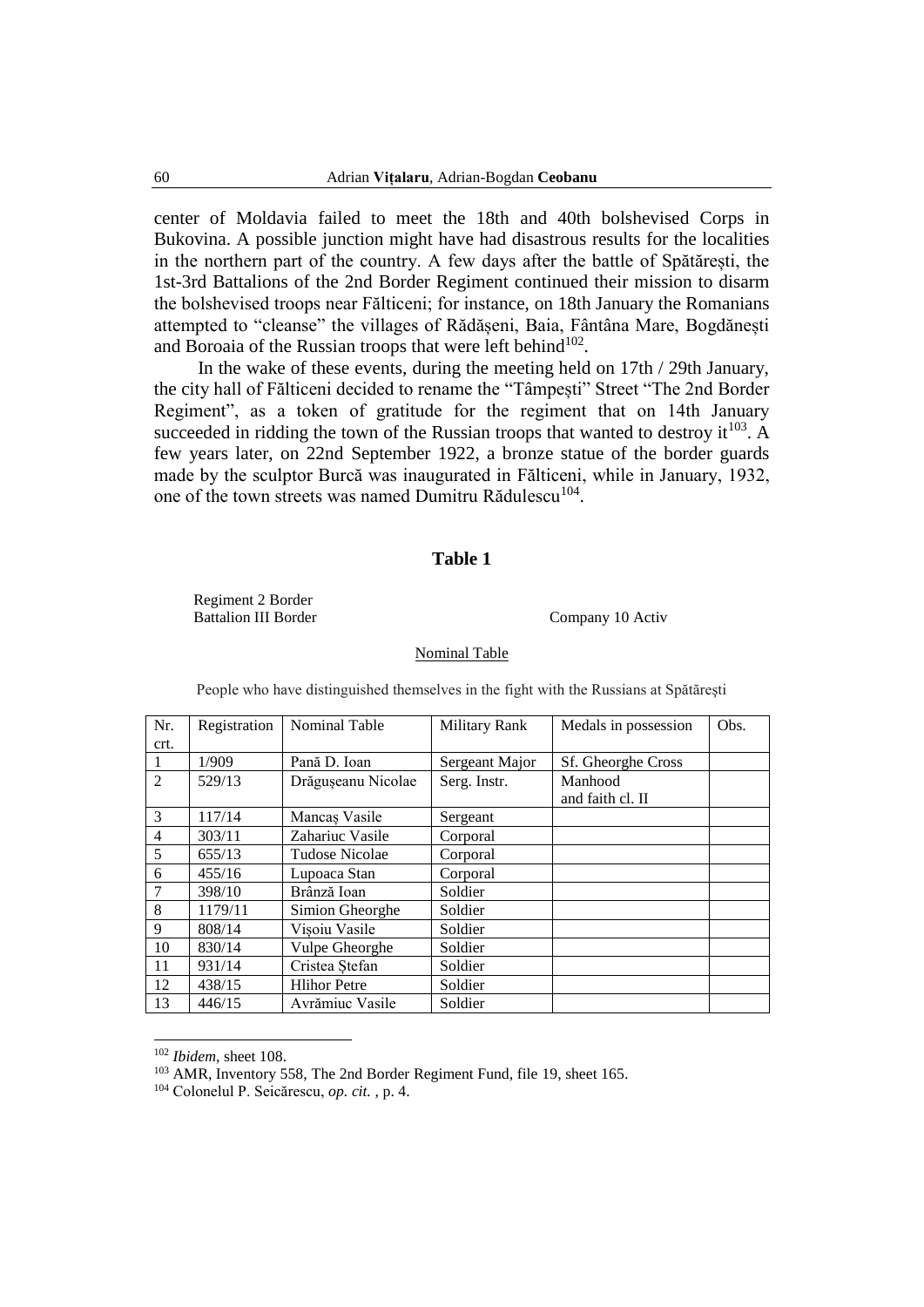center of Moldavia failed to meet the 18th and 40th bolshevised Corps in Bukovina. A possible junction might have had disastrous results for the localities in the northern part of the country. A few days after the battle of Spătărești, the 1st-3rd Battalions of the 2nd Border Regiment continued their mission to disarm the bolshevised troops near Fălticeni; for instance, on 18th January the Romanians attempted to "cleanse" the villages of Rădășeni, Baia, Fântâna Mare, Bogdănești and Boroaia of the Russian troops that were left behind[102].

In the wake of these events, during the meeting held on 17th / 29th January, the city hall of Fălticeni decided to rename the "Tâmpești" Street "The 2nd Border Regiment", as a token of gratitude for the regiment that on 14th January succeeded in ridding the town of the Russian troops that wanted to destroy it[103]. A few years later, on 22nd September 1922, a bronze statue of the border guards made by the sculptor Burcă was inaugurated in Fălticeni, while in January, 1932, one of the town streets was named Dumitru Rădulescu[104].

## Table 1

Regiment 2 Border
Battalion III Border — Company 10 Activ

Nominal Table

People who have distinguished themselves in the fight with the Russians at Spătărești

| Nr. crt. | Registration | Nominal Table | Military Rank | Medals in possession | Obs. |
|---|---|---|---|---|---|
| 1 | 1/909 | Pană D. Ioan | Sergeant Major | Sf. Gheorghe Cross | |
| 2 | 529/13 | Drăgușeanu Nicolae | Serg. Instr. | Manhood and faith cl. II | |
| 3 | 117/14 | Mancaș Vasile | Sergeant | | |
| 4 | 303/11 | Zahariuc Vasile | Corporal | | |
| 5 | 655/13 | Tudose Nicolae | Corporal | | |
| 6 | 455/16 | Lupoaca Stan | Corporal | | |
| 7 | 398/10 | Brânză Ioan | Soldier | | |
| 8 | 1179/11 | Simion Gheorghe | Soldier | | |
| 9 | 808/14 | Vișoiu Vasile | Soldier | | |
| 10 | 830/14 | Vulpe Gheorghe | Soldier | | |
| 11 | 931/14 | Cristea Ștefan | Soldier | | |
| 12 | 438/15 | Hlihor Petre | Soldier | | |
| 13 | 446/15 | Avrămiuc Vasile | Soldier | | |

[102] *Ibidem*, sheet 108.

[103] AMR, Inventory 558, The 2nd Border Regiment Fund, file 19, sheet 165.

[104] Colonelul P. Seicărescu, *op. cit.* , p. 4.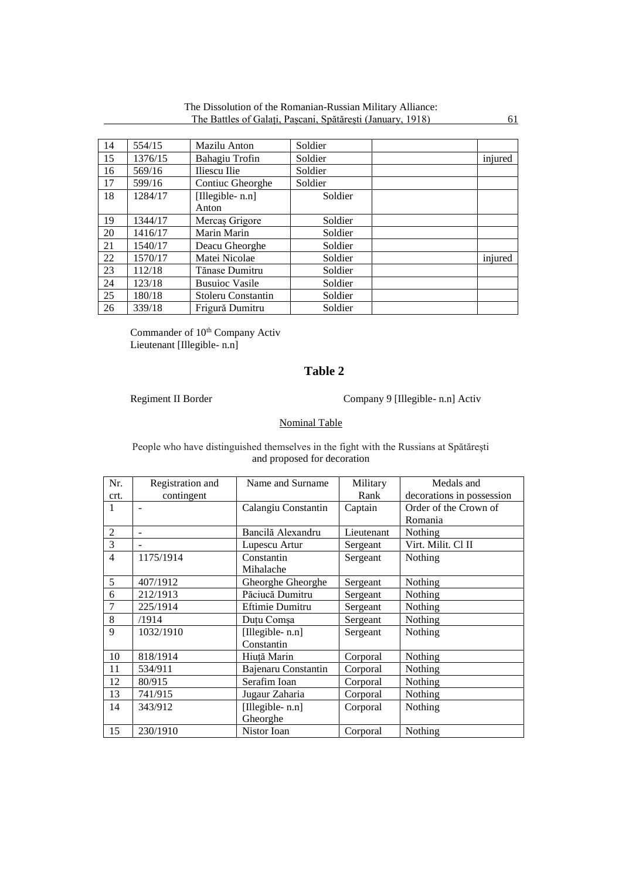| 14 | 554/15 | Mazilu Anton | Soldier | | |
|---|---|---|---|---|---|
| 15 | 1376/15 | Bahagiu Trofin | Soldier | | injured |
| 16 | 569/16 | Iliescu Ilie | Soldier | | |
| 17 | 599/16 | Contiuc Gheorghe | Soldier | | |
| 18 | 1284/17 | [Illegible- n.n] Anton | Soldier | | |
| 19 | 1344/17 | Mercaş Grigore | Soldier | | |
| 20 | 1416/17 | Marin Marin | Soldier | | |
| 21 | 1540/17 | Deacu Gheorghe | Soldier | | |
| 22 | 1570/17 | Matei Nicolae | Soldier | | injured |
| 23 | 112/18 | Tănase Dumitru | Soldier | | |
| 24 | 123/18 | Busuioc Vasile | Soldier | | |
| 25 | 180/18 | Stoleru Constantin | Soldier | | |
| 26 | 339/18 | Frigură Dumitru | Soldier | | |

Commander of 10th Company Activ
Lieutenant [Illegible- n.n]

## Table 2

Regiment II Border　　　　　　　　Company 9 [Illegible- n.n] Activ

Nominal Table

People who have distinguished themselves in the fight with the Russians at Spătăreşti and proposed for decoration

| Nr. crt. | Registration and contingent | Name and Surname | Military Rank | Medals and decorations in possession |
|---|---|---|---|---|
| 1 | - | Calangiu Constantin | Captain | Order of the Crown of Romania |
| 2 | - | Bancilă Alexandru | Lieutenant | Nothing |
| 3 | - | Lupescu Artur | Sergeant | Virt. Milit. Cl II |
| 4 | 1175/1914 | Constantin Mihalache | Sergeant | Nothing |
| 5 | 407/1912 | Gheorghe Gheorghe | Sergeant | Nothing |
| 6 | 212/1913 | Păciucă Dumitru | Sergeant | Nothing |
| 7 | 225/1914 | Eftimie Dumitru | Sergeant | Nothing |
| 8 | /1914 | Duţu Comşa | Sergeant | Nothing |
| 9 | 1032/1910 | [Illegible- n.n] Constantin | Sergeant | Nothing |
| 10 | 818/1914 | Hiuţă Marin | Corporal | Nothing |
| 11 | 534/911 | Bajenaru Constantin | Corporal | Nothing |
| 12 | 80/915 | Serafim Ioan | Corporal | Nothing |
| 13 | 741/915 | Jugaur Zaharia | Corporal | Nothing |
| 14 | 343/912 | [Illegible- n.n] Gheorghe | Corporal | Nothing |
| 15 | 230/1910 | Nistor Ioan | Corporal | Nothing |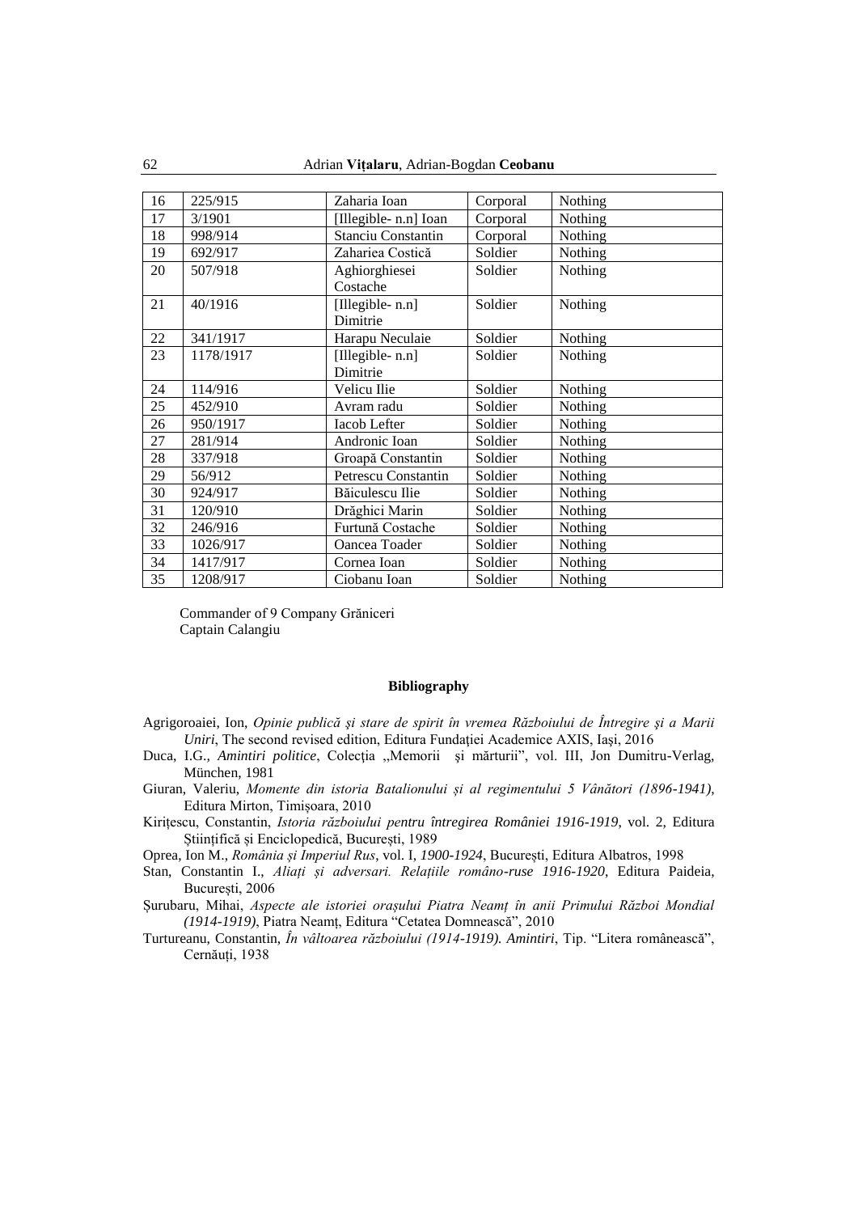| 16 | 225/915 | Zaharia Ioan | Corporal | Nothing |
|---|---|---|---|---|
| 17 | 3/1901 | [Illegible- n.n] Ioan | Corporal | Nothing |
| 18 | 998/914 | Stanciu Constantin | Corporal | Nothing |
| 19 | 692/917 | Zahariea Costică | Soldier | Nothing |
| 20 | 507/918 | Aghiorghiesei Costache | Soldier | Nothing |
| 21 | 40/1916 | [Illegible- n.n] Dimitrie | Soldier | Nothing |
| 22 | 341/1917 | Harapu Neculaie | Soldier | Nothing |
| 23 | 1178/1917 | [Illegible- n.n] Dimitrie | Soldier | Nothing |
| 24 | 114/916 | Velicu Ilie | Soldier | Nothing |
| 25 | 452/910 | Avram radu | Soldier | Nothing |
| 26 | 950/1917 | Iacob Lefter | Soldier | Nothing |
| 27 | 281/914 | Andronic Ioan | Soldier | Nothing |
| 28 | 337/918 | Groapă Constantin | Soldier | Nothing |
| 29 | 56/912 | Petrescu Constantin | Soldier | Nothing |
| 30 | 924/917 | Băiculescu Ilie | Soldier | Nothing |
| 31 | 120/910 | Drăghici Marin | Soldier | Nothing |
| 32 | 246/916 | Furtună Costache | Soldier | Nothing |
| 33 | 1026/917 | Oancea Toader | Soldier | Nothing |
| 34 | 1417/917 | Cornea Ioan | Soldier | Nothing |
| 35 | 1208/917 | Ciobanu Ioan | Soldier | Nothing |

Commander of 9 Company Grăniceri
Captain Calangiu

**Bibliography**

Agrigoroaiei, Ion, *Opinie publică şi stare de spirit în vremea Războiului de Întregire şi a Marii Uniri*, The second revised edition, Editura Fundației Academice AXIS, Iași, 2016

Duca, I.G., *Amintiri politice*, Colecția „Memorii şi mărturii", vol. III, Jon Dumitru-Verlag, München, 1981

Giuran, Valeriu, *Momente din istoria Batalionului și al regimentului 5 Vânători (1896-1941)*, Editura Mirton, Timișoara, 2010

Kirițescu, Constantin, *Istoria războiului pentru întregirea României 1916-1919*, vol. 2, Editura Științifică și Enciclopedică, București, 1989

Oprea, Ion M., *România și Imperiul Rus*, vol. I, *1900-1924*, București, Editura Albatros, 1998

Stan, Constantin I., *Aliați și adversari. Relațiile româno-ruse 1916-1920*, Editura Paideia, București, 2006

Șurubaru, Mihai, *Aspecte ale istoriei orașului Piatra Neamț în anii Primului Război Mondial (1914-1919)*, Piatra Neamț, Editura "Cetatea Domnească", 2010

Turtureanu, Constantin, *În vâltoarea războiului (1914-1919). Amintiri*, Tip. "Litera românească", Cernăuți, 1938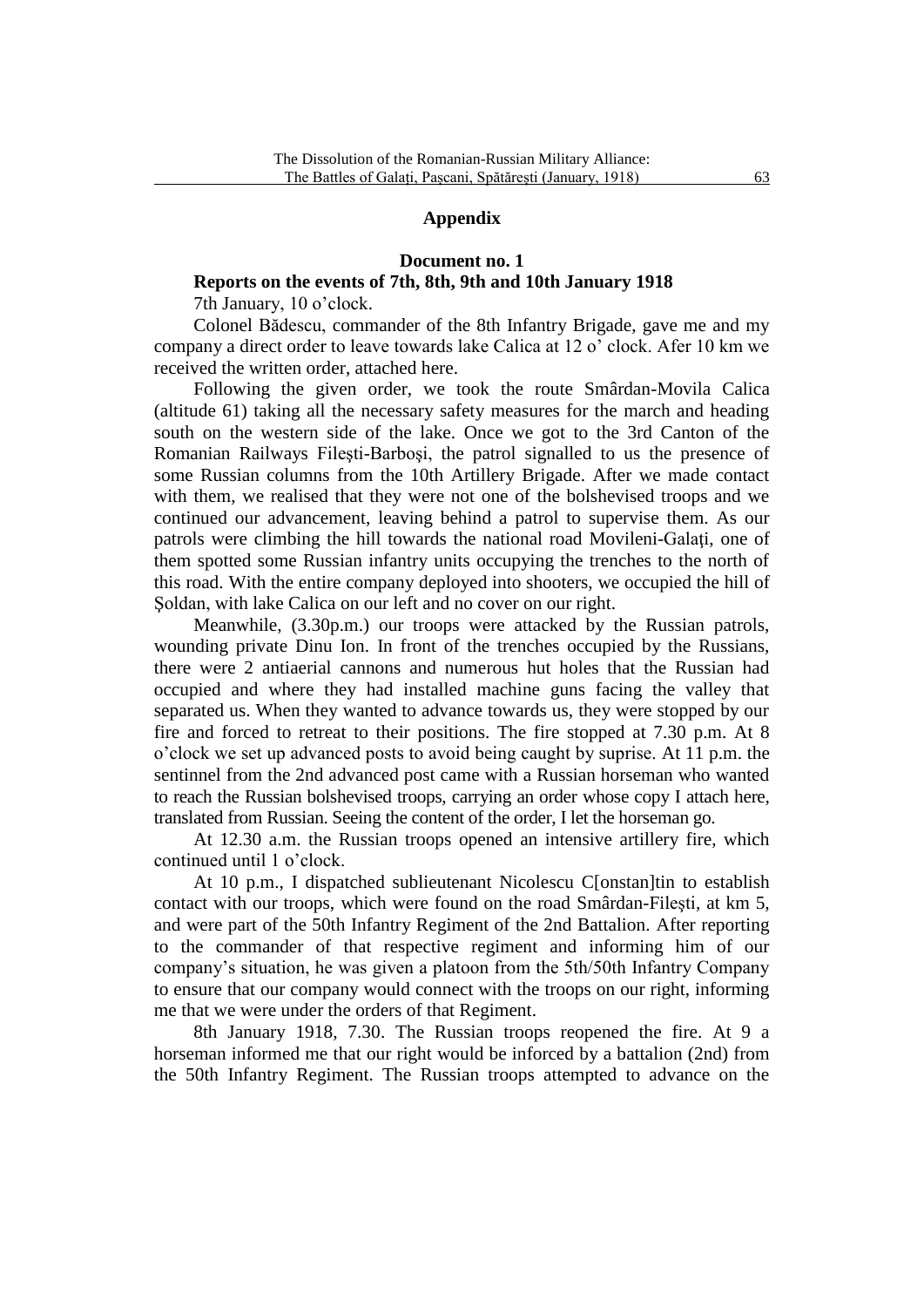## Appendix

### Document no. 1

### Reports on the events of 7th, 8th, 9th and 10th January 1918

7th January, 10 o'clock.

Colonel Bădescu, commander of the 8th Infantry Brigade, gave me and my company a direct order to leave towards lake Calica at 12 o' clock. Afer 10 km we received the written order, attached here.

Following the given order, we took the route Smârdan-Movila Calica (altitude 61) taking all the necessary safety measures for the march and heading south on the western side of the lake. Once we got to the 3rd Canton of the Romanian Railways Fileşti-Barboşi, the patrol signalled to us the presence of some Russian columns from the 10th Artillery Brigade. After we made contact with them, we realised that they were not one of the bolshevised troops and we continued our advancement, leaving behind a patrol to supervise them. As our patrols were climbing the hill towards the national road Movileni-Galaţi, one of them spotted some Russian infantry units occupying the trenches to the north of this road. With the entire company deployed into shooters, we occupied the hill of Şoldan, with lake Calica on our left and no cover on our right.

Meanwhile, (3.30p.m.) our troops were attacked by the Russian patrols, wounding private Dinu Ion. In front of the trenches occupied by the Russians, there were 2 antiaerial cannons and numerous hut holes that the Russian had occupied and where they had installed machine guns facing the valley that separated us. When they wanted to advance towards us, they were stopped by our fire and forced to retreat to their positions. The fire stopped at 7.30 p.m. At 8 o'clock we set up advanced posts to avoid being caught by suprise. At 11 p.m. the sentinnel from the 2nd advanced post came with a Russian horseman who wanted to reach the Russian bolshevised troops, carrying an order whose copy I attach here, translated from Russian. Seeing the content of the order, I let the horseman go.

At 12.30 a.m. the Russian troops opened an intensive artillery fire, which continued until 1 o'clock.

At 10 p.m., I dispatched sublieutenant Nicolescu C[onstan]tin to establish contact with our troops, which were found on the road Smârdan-Fileşti, at km 5, and were part of the 50th Infantry Regiment of the 2nd Battalion. After reporting to the commander of that respective regiment and informing him of our company's situation, he was given a platoon from the 5th/50th Infantry Company to ensure that our company would connect with the troops on our right, informing me that we were under the orders of that Regiment.

8th January 1918, 7.30. The Russian troops reopened the fire. At 9 a horseman informed me that our right would be inforced by a battalion (2nd) from the 50th Infantry Regiment. The Russian troops attempted to advance on the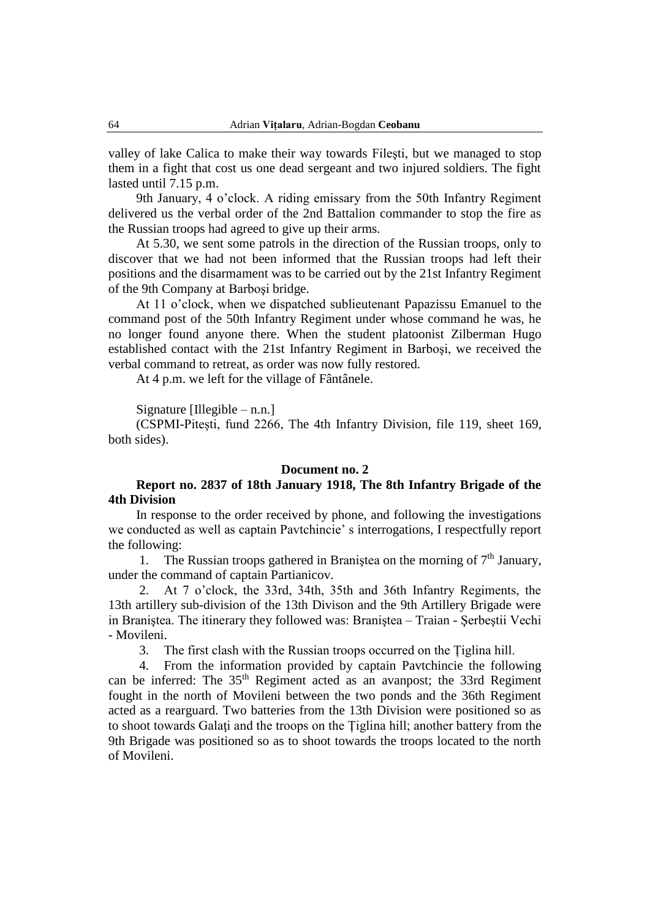valley of lake Calica to make their way towards Fileşti, but we managed to stop them in a fight that cost us one dead sergeant and two injured soldiers. The fight lasted until 7.15 p.m.

9th January, 4 o'clock. A riding emissary from the 50th Infantry Regiment delivered us the verbal order of the 2nd Battalion commander to stop the fire as the Russian troops had agreed to give up their arms.

At 5.30, we sent some patrols in the direction of the Russian troops, only to discover that we had not been informed that the Russian troops had left their positions and the disarmament was to be carried out by the 21st Infantry Regiment of the 9th Company at Barboşi bridge.

At 11 o'clock, when we dispatched sublieutenant Papazissu Emanuel to the command post of the 50th Infantry Regiment under whose command he was, he no longer found anyone there. When the student platoonist Zilberman Hugo established contact with the 21st Infantry Regiment in Barboşi, we received the verbal command to retreat, as order was now fully restored.

At 4 p.m. we left for the village of Fântânele.

Signature [Illegible – n.n.]

(CSPMI-Pitești, fund 2266, The 4th Infantry Division, file 119, sheet 169, both sides).

**Document no. 2**

**Report no. 2837 of 18th January 1918, The 8th Infantry Brigade of the 4th Division**

In response to the order received by phone, and following the investigations we conducted as well as captain Pavtchincie' s interrogations, I respectfully report the following:

1. The Russian troops gathered in Braniştea on the morning of 7th January, under the command of captain Partianicov.
2. At 7 o'clock, the 33rd, 34th, 35th and 36th Infantry Regiments, the 13th artillery sub-division of the 13th Divison and the 9th Artillery Brigade were in Braniştea. The itinerary they followed was: Braniştea – Traian - Şerbeştii Vechi - Movileni.
3. The first clash with the Russian troops occurred on the Ţiglina hill.
4. From the information provided by captain Pavtchincie the following can be inferred: The 35th Regiment acted as an avanpost; the 33rd Regiment fought in the north of Movileni between the two ponds and the 36th Regiment acted as a rearguard. Two batteries from the 13th Division were positioned so as to shoot towards Galaţi and the troops on the Ţiglina hill; another battery from the 9th Brigade was positioned so as to shoot towards the troops located to the north of Movileni.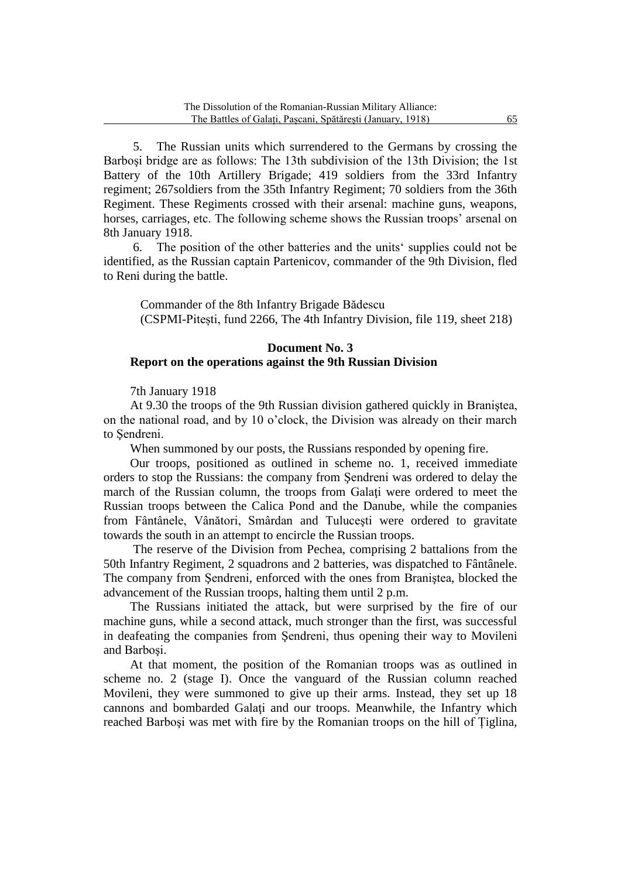5. The Russian units which surrendered to the Germans by crossing the Barboşi bridge are as follows: The 13th subdivision of the 13th Division; the 1st Battery of the 10th Artillery Brigade; 419 soldiers from the 33rd Infantry regiment; 267soldiers from the 35th Infantry Regiment; 70 soldiers from the 36th Regiment. These Regiments crossed with their arsenal: machine guns, weapons, horses, carriages, etc. The following scheme shows the Russian troops' arsenal on 8th January 1918.

6. The position of the other batteries and the units' supplies could not be identified, as the Russian captain Partenicov, commander of the 9th Division, fled to Reni during the battle.

Commander of the 8th Infantry Brigade Bădescu
(CSPMI-Pitești, fund 2266, The 4th Infantry Division, file 119, sheet 218)

### Document No. 3
### Report on the operations against the 9th Russian Division

7th January 1918

At 9.30 the troops of the 9th Russian division gathered quickly in Braniştea, on the national road, and by 10 o'clock, the Division was already on their march to Şendreni.

When summoned by our posts, the Russians responded by opening fire.

Our troops, positioned as outlined in scheme no. 1, received immediate orders to stop the Russians: the company from Şendreni was ordered to delay the march of the Russian column, the troops from Galaţi were ordered to meet the Russian troops between the Calica Pond and the Danube, while the companies from Fântânele, Vânători, Smârdan and Tuluceşti were ordered to gravitate towards the south in an attempt to encircle the Russian troops.

The reserve of the Division from Pechea, comprising 2 battalions from the 50th Infantry Regiment, 2 squadrons and 2 batteries, was dispatched to Fântânele. The company from Şendreni, enforced with the ones from Braniştea, blocked the advancement of the Russian troops, halting them until 2 p.m.

The Russians initiated the attack, but were surprised by the fire of our machine guns, while a second attack, much stronger than the first, was successful in deafeating the companies from Şendreni, thus opening their way to Movileni and Barboşi.

At that moment, the position of the Romanian troops was as outlined in scheme no. 2 (stage I). Once the vanguard of the Russian column reached Movileni, they were summoned to give up their arms. Instead, they set up 18 cannons and bombarded Galaţi and our troops. Meanwhile, the Infantry which reached Barboşi was met with fire by the Romanian troops on the hill of Țiglina,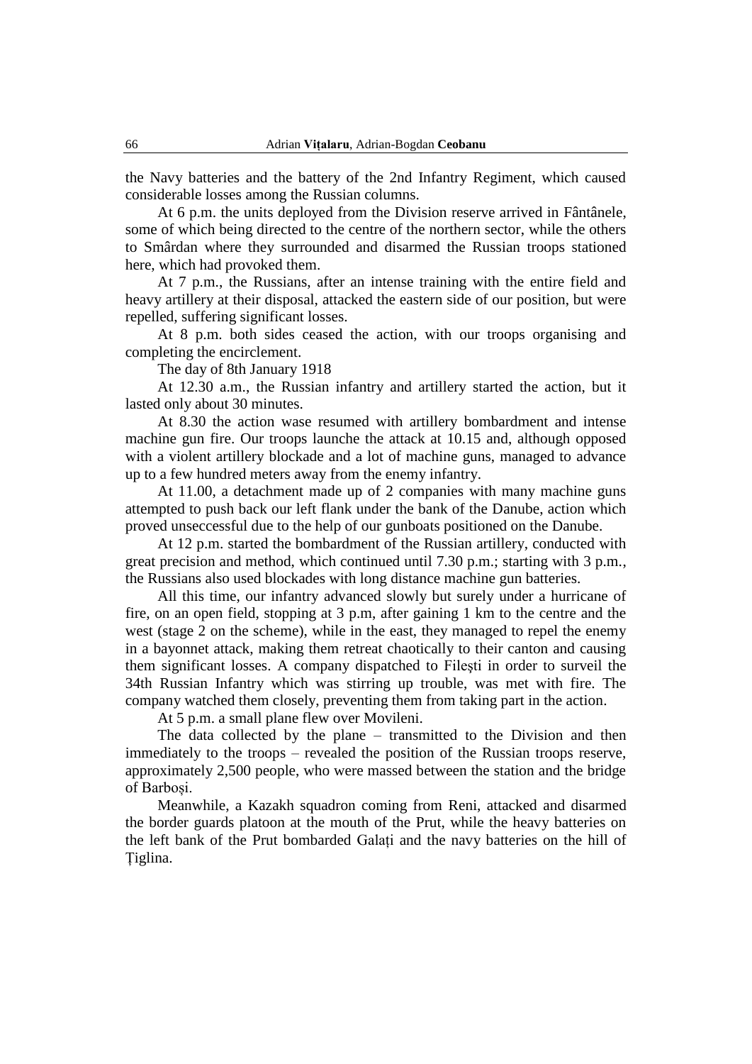the Navy batteries and the battery of the 2nd Infantry Regiment, which caused considerable losses among the Russian columns.

At 6 p.m. the units deployed from the Division reserve arrived in Fântânele, some of which being directed to the centre of the northern sector, while the others to Smârdan where they surrounded and disarmed the Russian troops stationed here, which had provoked them.

At 7 p.m., the Russians, after an intense training with the entire field and heavy artillery at their disposal, attacked the eastern side of our position, but were repelled, suffering significant losses.

At 8 p.m. both sides ceased the action, with our troops organising and completing the encirclement.

The day of 8th January 1918

At 12.30 a.m., the Russian infantry and artillery started the action, but it lasted only about 30 minutes.

At 8.30 the action wase resumed with artillery bombardment and intense machine gun fire. Our troops launche the attack at 10.15 and, although opposed with a violent artillery blockade and a lot of machine guns, managed to advance up to a few hundred meters away from the enemy infantry.

At 11.00, a detachment made up of 2 companies with many machine guns attempted to push back our left flank under the bank of the Danube, action which proved unseccessful due to the help of our gunboats positioned on the Danube.

At 12 p.m. started the bombardment of the Russian artillery, conducted with great precision and method, which continued until 7.30 p.m.; starting with 3 p.m., the Russians also used blockades with long distance machine gun batteries.

All this time, our infantry advanced slowly but surely under a hurricane of fire, on an open field, stopping at 3 p.m, after gaining 1 km to the centre and the west (stage 2 on the scheme), while in the east, they managed to repel the enemy in a bayonnet attack, making them retreat chaotically to their canton and causing them significant losses. A company dispatched to Fileşti in order to surveil the 34th Russian Infantry which was stirring up trouble, was met with fire. The company watched them closely, preventing them from taking part in the action.

At 5 p.m. a small plane flew over Movileni.

The data collected by the plane – transmitted to the Division and then immediately to the troops – revealed the position of the Russian troops reserve, approximately 2,500 people, who were massed between the station and the bridge of Barboşi.

Meanwhile, a Kazakh squadron coming from Reni, attacked and disarmed the border guards platoon at the mouth of the Prut, while the heavy batteries on the left bank of the Prut bombarded Galaţi and the navy batteries on the hill of Ţiglina.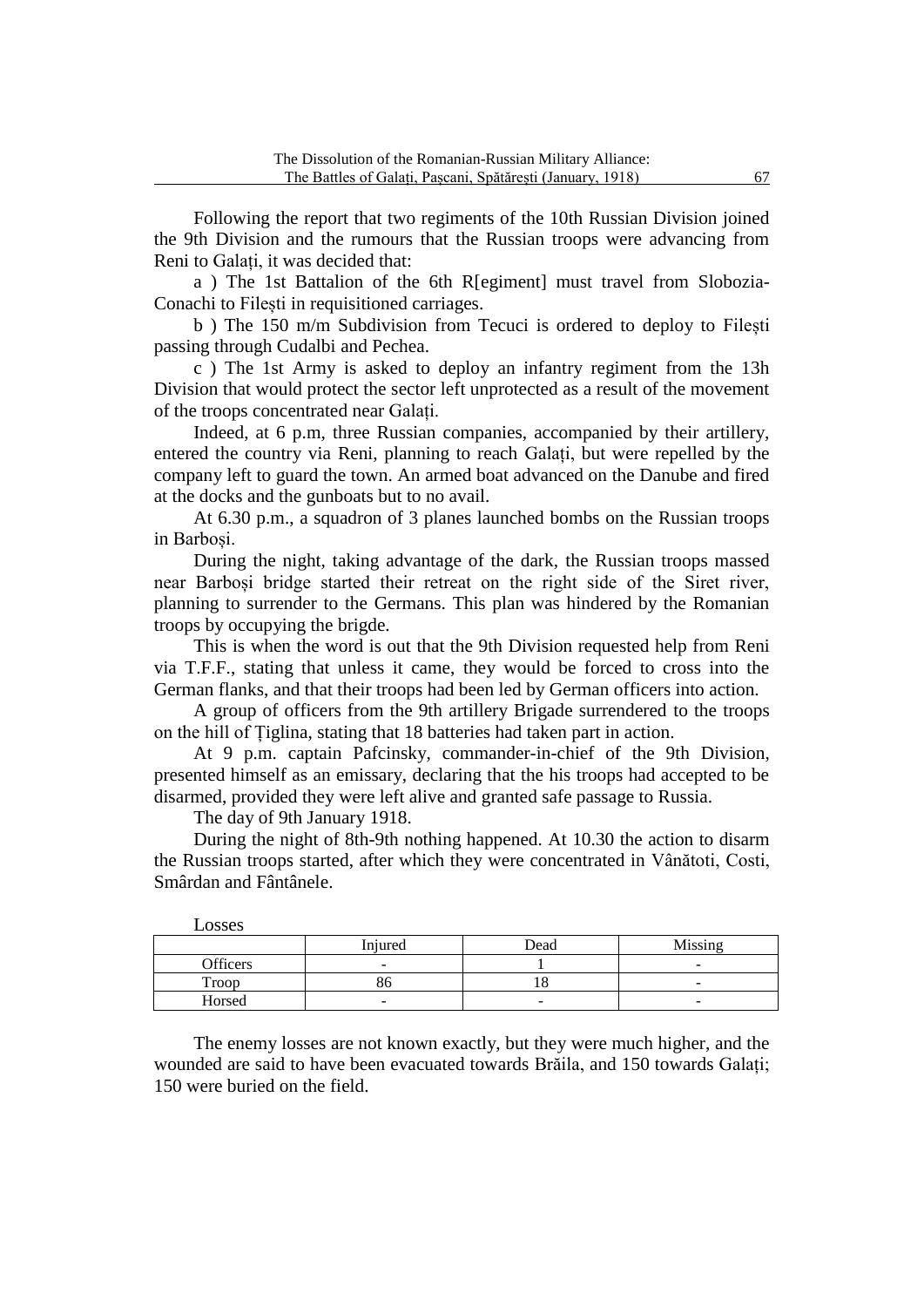Following the report that two regiments of the 10th Russian Division joined the 9th Division and the rumours that the Russian troops were advancing from Reni to Galați, it was decided that:

a ) The 1st Battalion of the 6th R[egiment] must travel from Slobozia-Conachi to Filești in requisitioned carriages.

b ) The 150 m/m Subdivision from Tecuci is ordered to deploy to Filești passing through Cudalbi and Pechea.

c ) The 1st Army is asked to deploy an infantry regiment from the 13h Division that would protect the sector left unprotected as a result of the movement of the troops concentrated near Galați.

Indeed, at 6 p.m, three Russian companies, accompanied by their artillery, entered the country via Reni, planning to reach Galați, but were repelled by the company left to guard the town. An armed boat advanced on the Danube and fired at the docks and the gunboats but to no avail.

At 6.30 p.m., a squadron of 3 planes launched bombs on the Russian troops in Barboși.

During the night, taking advantage of the dark, the Russian troops massed near Barboși bridge started their retreat on the right side of the Siret river, planning to surrender to the Germans. This plan was hindered by the Romanian troops by occupying the brigde.

This is when the word is out that the 9th Division requested help from Reni via T.F.F., stating that unless it came, they would be forced to cross into the German flanks, and that their troops had been led by German officers into action.

A group of officers from the 9th artillery Brigade surrendered to the troops on the hill of Țiglina, stating that 18 batteries had taken part in action.

At 9 p.m. captain Pafcinsky, commander-in-chief of the 9th Division, presented himself as an emissary, declaring that the his troops had accepted to be disarmed, provided they were left alive and granted safe passage to Russia.

The day of 9th January 1918.

During the night of 8th-9th nothing happened. At 10.30 the action to disarm the Russian troops started, after which they were concentrated in Vânătoti, Costi, Smârdan and Fântânele.

Losses

| | Injured | Dead | Missing |
|---|---|---|---|
| Officers | - | 1 | - |
| Troop | 86 | 18 | - |
| Horsed | - | - | - |

The enemy losses are not known exactly, but they were much higher, and the wounded are said to have been evacuated towards Brăila, and 150 towards Galați; 150 were buried on the field.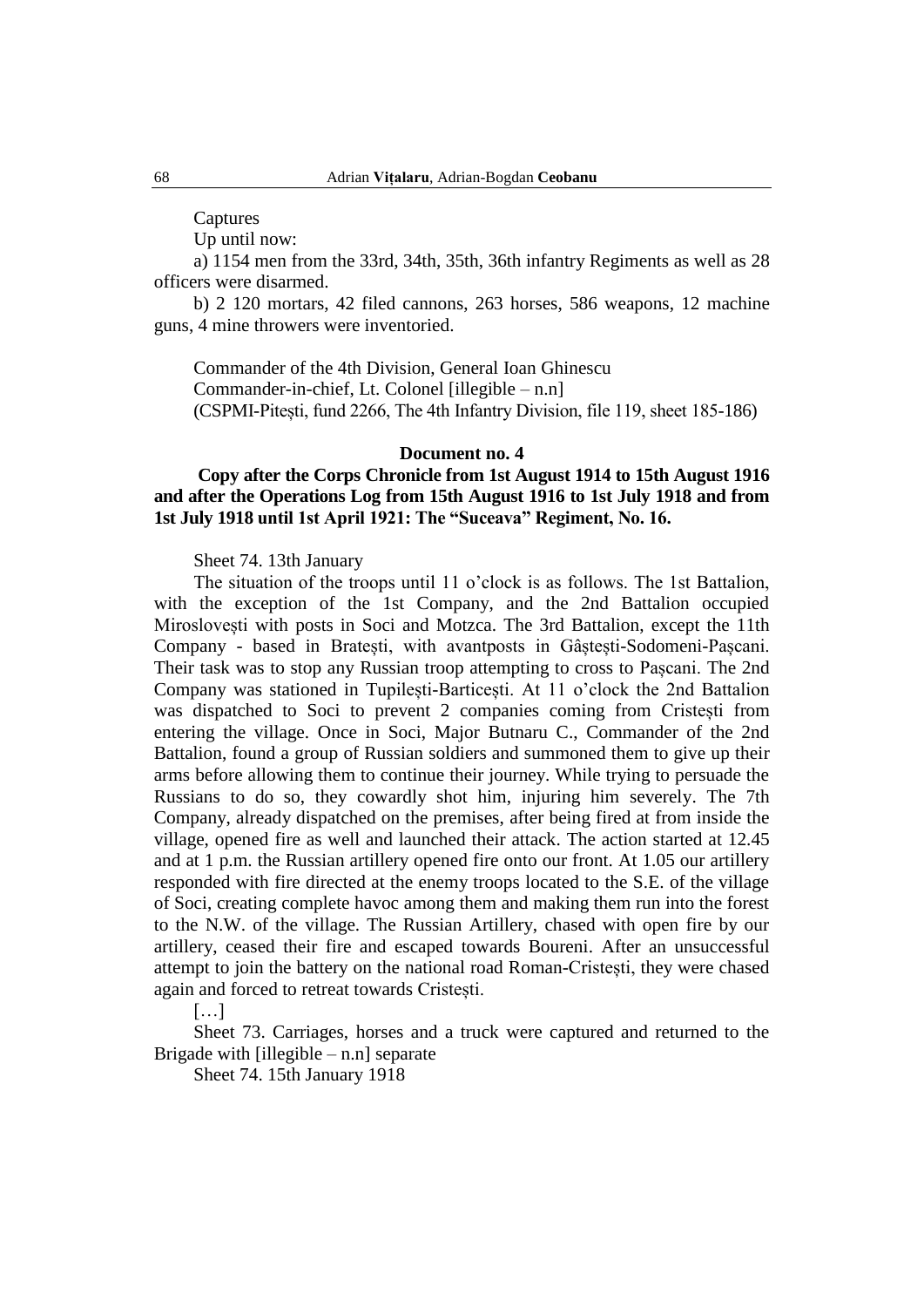Captures

Up until now:

a) 1154 men from the 33rd, 34th, 35th, 36th infantry Regiments as well as 28 officers were disarmed.

b) 2 120 mortars, 42 filed cannons, 263 horses, 586 weapons, 12 machine guns, 4 mine throwers were inventoried.

Commander of the 4th Division, General Ioan Ghinescu

Commander-in-chief, Lt. Colonel [illegible – n.n]

(CSPMI-Pitești, fund 2266, The 4th Infantry Division, file 119, sheet 185-186)

**Document no. 4**

**Copy after the Corps Chronicle from 1st August 1914 to 15th August 1916 and after the Operations Log from 15th August 1916 to 1st July 1918 and from 1st July 1918 until 1st April 1921: The "Suceava" Regiment, No. 16.**

Sheet 74. 13th January

The situation of the troops until 11 o'clock is as follows. The 1st Battalion, with the exception of the 1st Company, and the 2nd Battalion occupied Miroslovești with posts in Soci and Motzca. The 3rd Battalion, except the 11th Company - based in Bratești, with avantposts in Gâștești-Sodomeni-Pașcani. Their task was to stop any Russian troop attempting to cross to Pașcani. The 2nd Company was stationed in Tupilești-Barticești. At 11 o'clock the 2nd Battalion was dispatched to Soci to prevent 2 companies coming from Cristești from entering the village. Once in Soci, Major Butnaru C., Commander of the 2nd Battalion, found a group of Russian soldiers and summoned them to give up their arms before allowing them to continue their journey. While trying to persuade the Russians to do so, they cowardly shot him, injuring him severely. The 7th Company, already dispatched on the premises, after being fired at from inside the village, opened fire as well and launched their attack. The action started at 12.45 and at 1 p.m. the Russian artillery opened fire onto our front. At 1.05 our artillery responded with fire directed at the enemy troops located to the S.E. of the village of Soci, creating complete havoc among them and making them run into the forest to the N.W. of the village. The Russian Artillery, chased with open fire by our artillery, ceased their fire and escaped towards Boureni. After an unsuccessful attempt to join the battery on the national road Roman-Cristești, they were chased again and forced to retreat towards Cristești.

[…]

Sheet 73. Carriages, horses and a truck were captured and returned to the Brigade with [illegible – n.n] separate

Sheet 74. 15th January 1918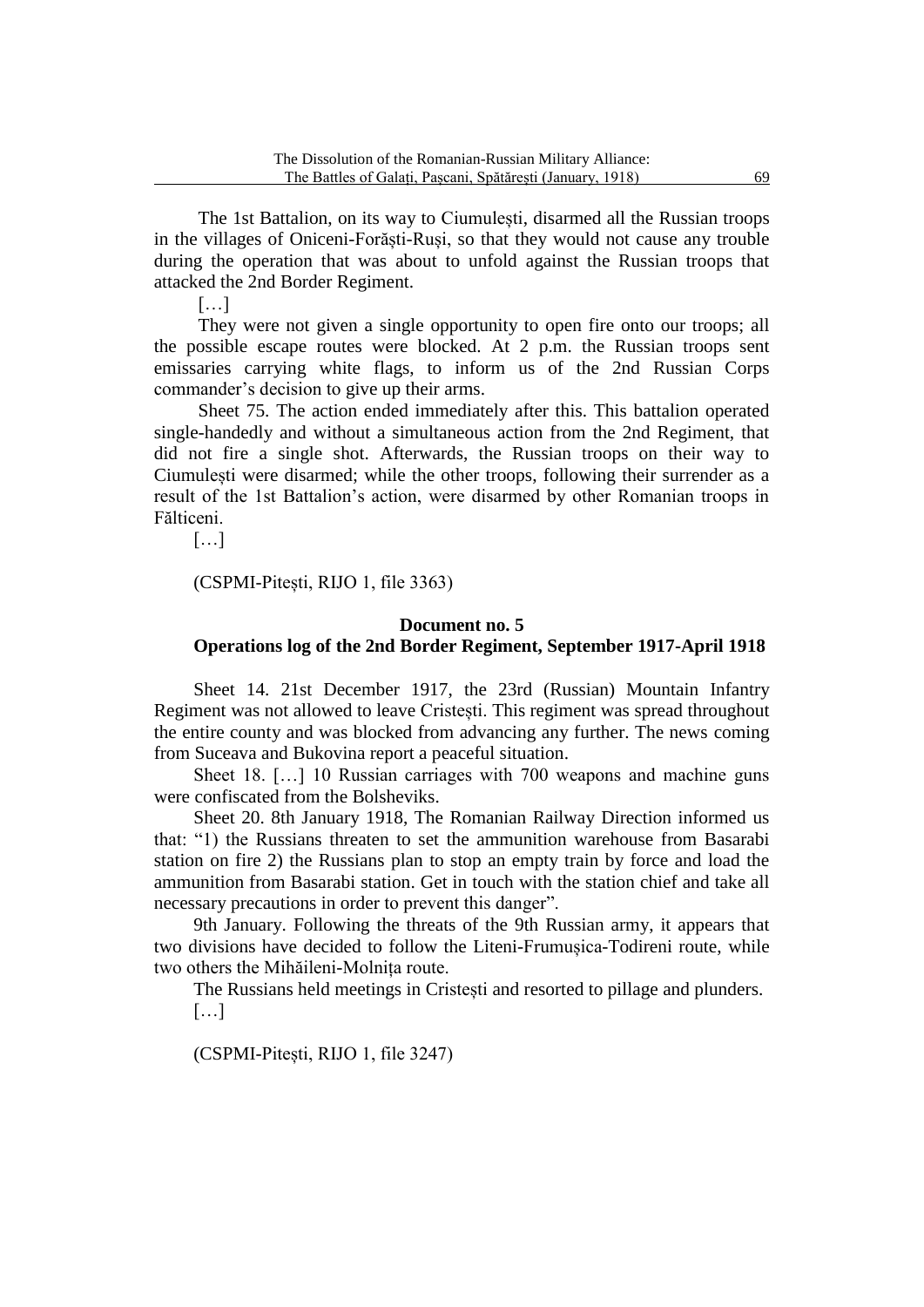The 1st Battalion, on its way to Ciumulești, disarmed all the Russian troops in the villages of Oniceni-Forăști-Ruși, so that they would not cause any trouble during the operation that was about to unfold against the Russian troops that attacked the 2nd Border Regiment.

[…]

They were not given a single opportunity to open fire onto our troops; all the possible escape routes were blocked. At 2 p.m. the Russian troops sent emissaries carrying white flags, to inform us of the 2nd Russian Corps commander's decision to give up their arms.

Sheet 75. The action ended immediately after this. This battalion operated single-handedly and without a simultaneous action from the 2nd Regiment, that did not fire a single shot. Afterwards, the Russian troops on their way to Ciumulești were disarmed; while the other troops, following their surrender as a result of the 1st Battalion's action, were disarmed by other Romanian troops in Fălticeni.

[…]

(CSPMI-Pitești, RIJO 1, file 3363)

## Document no. 5
## Operations log of the 2nd Border Regiment, September 1917-April 1918

Sheet 14. 21st December 1917, the 23rd (Russian) Mountain Infantry Regiment was not allowed to leave Cristești. This regiment was spread throughout the entire county and was blocked from advancing any further. The news coming from Suceava and Bukovina report a peaceful situation.

Sheet 18. […] 10 Russian carriages with 700 weapons and machine guns were confiscated from the Bolsheviks.

Sheet 20. 8th January 1918, The Romanian Railway Direction informed us that: "1) the Russians threaten to set the ammunition warehouse from Basarabi station on fire 2) the Russians plan to stop an empty train by force and load the ammunition from Basarabi station. Get in touch with the station chief and take all necessary precautions in order to prevent this danger".

9th January. Following the threats of the 9th Russian army, it appears that two divisions have decided to follow the Liteni-Frumușica-Todireni route, while two others the Mihăileni-Molnița route.

The Russians held meetings in Cristești and resorted to pillage and plunders.

[…]

(CSPMI-Pitești, RIJO 1, file 3247)